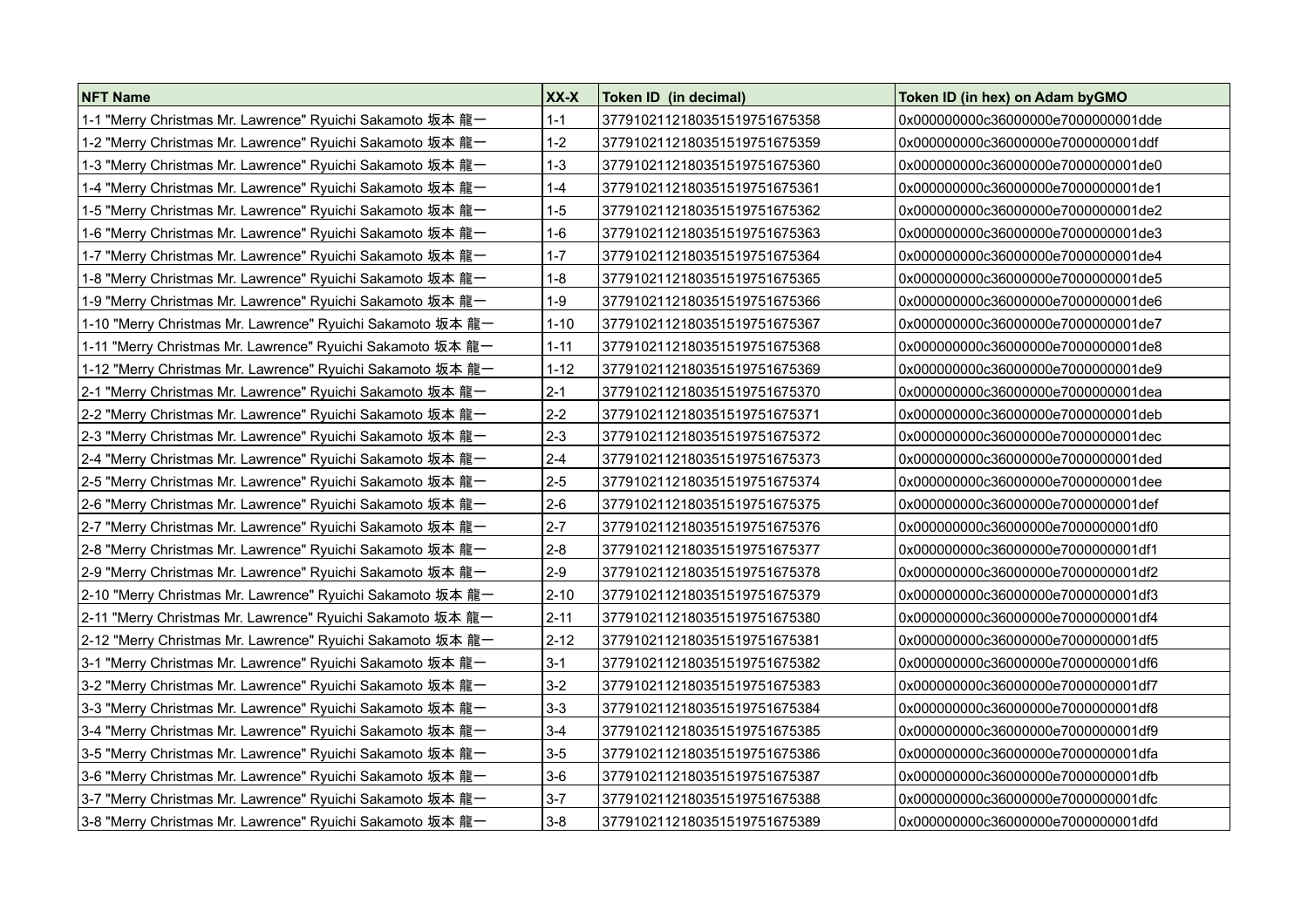| NFT Name | XX-X | Token ID (in decimal) | Token ID (in hex) on Adam byGMO |
|---|---|---|---|
| 1-1 "Merry Christmas Mr. Lawrence" Ryuichi Sakamoto 坂本 龍一 | 1-1 | 3779102112180351519751675358 | 0x000000000c36000000e7000000001dde |
| 1-2 "Merry Christmas Mr. Lawrence" Ryuichi Sakamoto 坂本 龍一 | 1-2 | 3779102112180351519751675359 | 0x000000000c36000000e7000000001ddf |
| 1-3 "Merry Christmas Mr. Lawrence" Ryuichi Sakamoto 坂本 龍一 | 1-3 | 3779102112180351519751675360 | 0x000000000c36000000e7000000001de0 |
| 1-4 "Merry Christmas Mr. Lawrence" Ryuichi Sakamoto 坂本 龍一 | 1-4 | 3779102112180351519751675361 | 0x000000000c36000000e7000000001de1 |
| 1-5 "Merry Christmas Mr. Lawrence" Ryuichi Sakamoto 坂本 龍一 | 1-5 | 3779102112180351519751675362 | 0x000000000c36000000e7000000001de2 |
| 1-6 "Merry Christmas Mr. Lawrence" Ryuichi Sakamoto 坂本 龍一 | 1-6 | 3779102112180351519751675363 | 0x000000000c36000000e7000000001de3 |
| 1-7 "Merry Christmas Mr. Lawrence" Ryuichi Sakamoto 坂本 龍一 | 1-7 | 3779102112180351519751675364 | 0x000000000c36000000e7000000001de4 |
| 1-8 "Merry Christmas Mr. Lawrence" Ryuichi Sakamoto 坂本 龍一 | 1-8 | 3779102112180351519751675365 | 0x000000000c36000000e7000000001de5 |
| 1-9 "Merry Christmas Mr. Lawrence" Ryuichi Sakamoto 坂本 龍一 | 1-9 | 3779102112180351519751675366 | 0x000000000c36000000e7000000001de6 |
| 1-10 "Merry Christmas Mr. Lawrence" Ryuichi Sakamoto 坂本 龍一 | 1-10 | 3779102112180351519751675367 | 0x000000000c36000000e7000000001de7 |
| 1-11 "Merry Christmas Mr. Lawrence" Ryuichi Sakamoto 坂本 龍一 | 1-11 | 3779102112180351519751675368 | 0x000000000c36000000e7000000001de8 |
| 1-12 "Merry Christmas Mr. Lawrence" Ryuichi Sakamoto 坂本 龍一 | 1-12 | 3779102112180351519751675369 | 0x000000000c36000000e7000000001de9 |
| 2-1 "Merry Christmas Mr. Lawrence" Ryuichi Sakamoto 坂本 龍一 | 2-1 | 3779102112180351519751675370 | 0x000000000c36000000e7000000001dea |
| 2-2 "Merry Christmas Mr. Lawrence" Ryuichi Sakamoto 坂本 龍一 | 2-2 | 3779102112180351519751675371 | 0x000000000c36000000e7000000001deb |
| 2-3 "Merry Christmas Mr. Lawrence" Ryuichi Sakamoto 坂本 龍一 | 2-3 | 3779102112180351519751675372 | 0x000000000c36000000e7000000001dec |
| 2-4 "Merry Christmas Mr. Lawrence" Ryuichi Sakamoto 坂本 龍一 | 2-4 | 3779102112180351519751675373 | 0x000000000c36000000e7000000001ded |
| 2-5 "Merry Christmas Mr. Lawrence" Ryuichi Sakamoto 坂本 龍一 | 2-5 | 3779102112180351519751675374 | 0x000000000c36000000e7000000001dee |
| 2-6 "Merry Christmas Mr. Lawrence" Ryuichi Sakamoto 坂本 龍一 | 2-6 | 3779102112180351519751675375 | 0x000000000c36000000e7000000001def |
| 2-7 "Merry Christmas Mr. Lawrence" Ryuichi Sakamoto 坂本 龍一 | 2-7 | 3779102112180351519751675376 | 0x000000000c36000000e7000000001df0 |
| 2-8 "Merry Christmas Mr. Lawrence" Ryuichi Sakamoto 坂本 龍一 | 2-8 | 3779102112180351519751675377 | 0x000000000c36000000e7000000001df1 |
| 2-9 "Merry Christmas Mr. Lawrence" Ryuichi Sakamoto 坂本 龍一 | 2-9 | 3779102112180351519751675378 | 0x000000000c36000000e7000000001df2 |
| 2-10 "Merry Christmas Mr. Lawrence" Ryuichi Sakamoto 坂本 龍一 | 2-10 | 3779102112180351519751675379 | 0x000000000c36000000e7000000001df3 |
| 2-11 "Merry Christmas Mr. Lawrence" Ryuichi Sakamoto 坂本 龍一 | 2-11 | 3779102112180351519751675380 | 0x000000000c36000000e7000000001df4 |
| 2-12 "Merry Christmas Mr. Lawrence" Ryuichi Sakamoto 坂本 龍一 | 2-12 | 3779102112180351519751675381 | 0x000000000c36000000e7000000001df5 |
| 3-1 "Merry Christmas Mr. Lawrence" Ryuichi Sakamoto 坂本 龍一 | 3-1 | 3779102112180351519751675382 | 0x000000000c36000000e7000000001df6 |
| 3-2 "Merry Christmas Mr. Lawrence" Ryuichi Sakamoto 坂本 龍一 | 3-2 | 3779102112180351519751675383 | 0x000000000c36000000e7000000001df7 |
| 3-3 "Merry Christmas Mr. Lawrence" Ryuichi Sakamoto 坂本 龍一 | 3-3 | 3779102112180351519751675384 | 0x000000000c36000000e7000000001df8 |
| 3-4 "Merry Christmas Mr. Lawrence" Ryuichi Sakamoto 坂本 龍一 | 3-4 | 3779102112180351519751675385 | 0x000000000c36000000e7000000001df9 |
| 3-5 "Merry Christmas Mr. Lawrence" Ryuichi Sakamoto 坂本 龍一 | 3-5 | 3779102112180351519751675386 | 0x000000000c36000000e7000000001dfa |
| 3-6 "Merry Christmas Mr. Lawrence" Ryuichi Sakamoto 坂本 龍一 | 3-6 | 3779102112180351519751675387 | 0x000000000c36000000e7000000001dfb |
| 3-7 "Merry Christmas Mr. Lawrence" Ryuichi Sakamoto 坂本 龍一 | 3-7 | 3779102112180351519751675388 | 0x000000000c36000000e7000000001dfc |
| 3-8 "Merry Christmas Mr. Lawrence" Ryuichi Sakamoto 坂本 龍一 | 3-8 | 3779102112180351519751675389 | 0x000000000c36000000e7000000001dfd |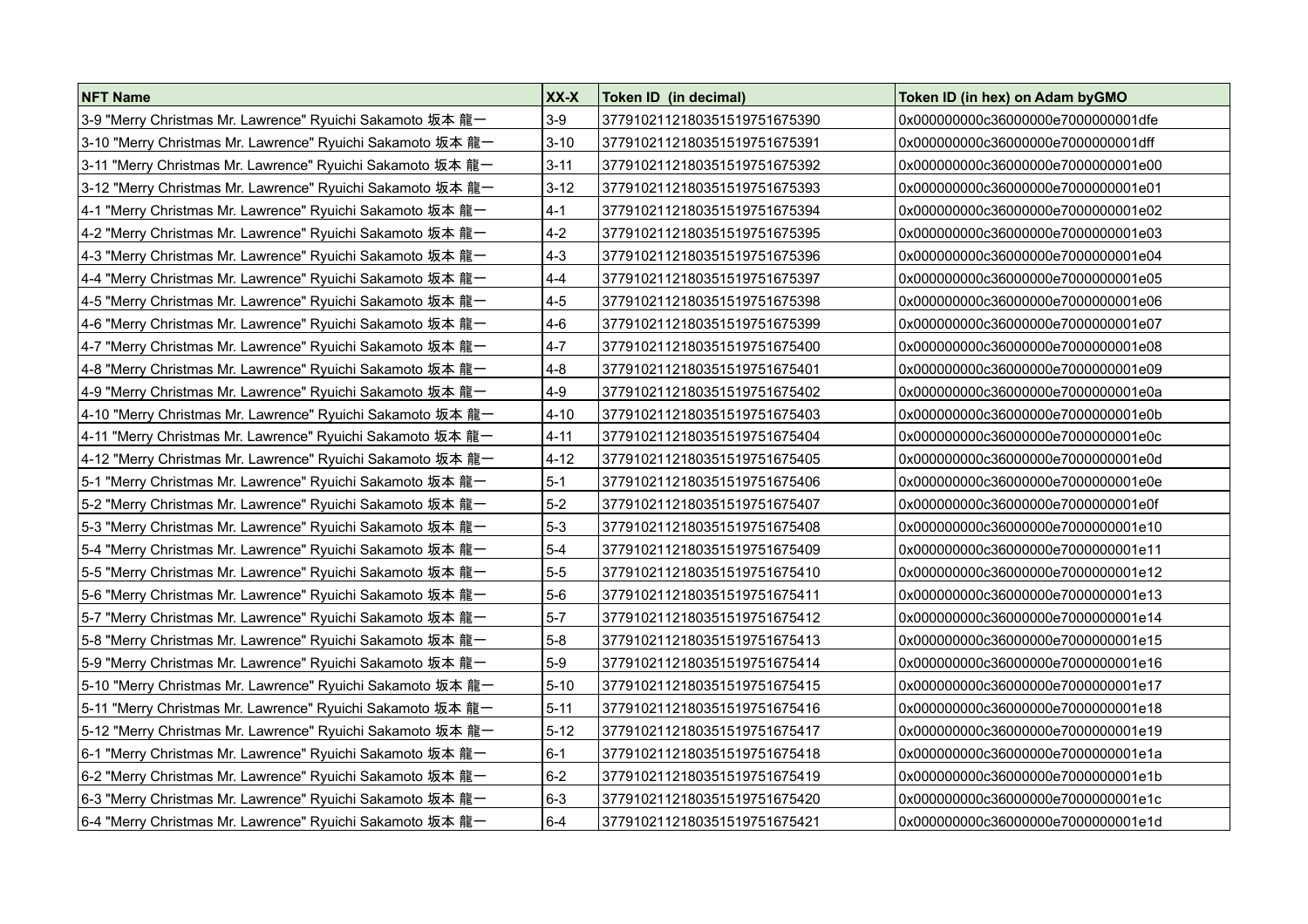| NFT Name | XX-X | Token ID (in decimal) | Token ID (in hex) on Adam byGMO |
|---|---|---|---|
| 3-9 "Merry Christmas Mr. Lawrence" Ryuichi Sakamoto 坂本 龍一 | 3-9 | 3779102112180351519751675390 | 0x000000000c36000000e7000000001dfe |
| 3-10 "Merry Christmas Mr. Lawrence" Ryuichi Sakamoto 坂本 龍一 | 3-10 | 3779102112180351519751675391 | 0x000000000c36000000e7000000001dff |
| 3-11 "Merry Christmas Mr. Lawrence" Ryuichi Sakamoto 坂本 龍一 | 3-11 | 3779102112180351519751675392 | 0x000000000c36000000e7000000001e00 |
| 3-12 "Merry Christmas Mr. Lawrence" Ryuichi Sakamoto 坂本 龍一 | 3-12 | 3779102112180351519751675393 | 0x000000000c36000000e7000000001e01 |
| 4-1 "Merry Christmas Mr. Lawrence" Ryuichi Sakamoto 坂本 龍一 | 4-1 | 3779102112180351519751675394 | 0x000000000c36000000e7000000001e02 |
| 4-2 "Merry Christmas Mr. Lawrence" Ryuichi Sakamoto 坂本 龍一 | 4-2 | 3779102112180351519751675395 | 0x000000000c36000000e7000000001e03 |
| 4-3 "Merry Christmas Mr. Lawrence" Ryuichi Sakamoto 坂本 龍一 | 4-3 | 3779102112180351519751675396 | 0x000000000c36000000e7000000001e04 |
| 4-4 "Merry Christmas Mr. Lawrence" Ryuichi Sakamoto 坂本 龍一 | 4-4 | 3779102112180351519751675397 | 0x000000000c36000000e7000000001e05 |
| 4-5 "Merry Christmas Mr. Lawrence" Ryuichi Sakamoto 坂本 龍一 | 4-5 | 3779102112180351519751675398 | 0x000000000c36000000e7000000001e06 |
| 4-6 "Merry Christmas Mr. Lawrence" Ryuichi Sakamoto 坂本 龍一 | 4-6 | 3779102112180351519751675399 | 0x000000000c36000000e7000000001e07 |
| 4-7 "Merry Christmas Mr. Lawrence" Ryuichi Sakamoto 坂本 龍一 | 4-7 | 3779102112180351519751675400 | 0x000000000c36000000e7000000001e08 |
| 4-8 "Merry Christmas Mr. Lawrence" Ryuichi Sakamoto 坂本 龍一 | 4-8 | 3779102112180351519751675401 | 0x000000000c36000000e7000000001e09 |
| 4-9 "Merry Christmas Mr. Lawrence" Ryuichi Sakamoto 坂本 龍一 | 4-9 | 3779102112180351519751675402 | 0x000000000c36000000e7000000001e0a |
| 4-10 "Merry Christmas Mr. Lawrence" Ryuichi Sakamoto 坂本 龍一 | 4-10 | 3779102112180351519751675403 | 0x000000000c36000000e7000000001e0b |
| 4-11 "Merry Christmas Mr. Lawrence" Ryuichi Sakamoto 坂本 龍一 | 4-11 | 3779102112180351519751675404 | 0x000000000c36000000e7000000001e0c |
| 4-12 "Merry Christmas Mr. Lawrence" Ryuichi Sakamoto 坂本 龍一 | 4-12 | 3779102112180351519751675405 | 0x000000000c36000000e7000000001e0d |
| 5-1 "Merry Christmas Mr. Lawrence" Ryuichi Sakamoto 坂本 龍一 | 5-1 | 3779102112180351519751675406 | 0x000000000c36000000e7000000001e0e |
| 5-2 "Merry Christmas Mr. Lawrence" Ryuichi Sakamoto 坂本 龍一 | 5-2 | 3779102112180351519751675407 | 0x000000000c36000000e7000000001e0f |
| 5-3 "Merry Christmas Mr. Lawrence" Ryuichi Sakamoto 坂本 龍一 | 5-3 | 3779102112180351519751675408 | 0x000000000c36000000e7000000001e10 |
| 5-4 "Merry Christmas Mr. Lawrence" Ryuichi Sakamoto 坂本 龍一 | 5-4 | 3779102112180351519751675409 | 0x000000000c36000000e7000000001e11 |
| 5-5 "Merry Christmas Mr. Lawrence" Ryuichi Sakamoto 坂本 龍一 | 5-5 | 3779102112180351519751675410 | 0x000000000c36000000e7000000001e12 |
| 5-6 "Merry Christmas Mr. Lawrence" Ryuichi Sakamoto 坂本 龍一 | 5-6 | 3779102112180351519751675411 | 0x000000000c36000000e7000000001e13 |
| 5-7 "Merry Christmas Mr. Lawrence" Ryuichi Sakamoto 坂本 龍一 | 5-7 | 3779102112180351519751675412 | 0x000000000c36000000e7000000001e14 |
| 5-8 "Merry Christmas Mr. Lawrence" Ryuichi Sakamoto 坂本 龍一 | 5-8 | 3779102112180351519751675413 | 0x000000000c36000000e7000000001e15 |
| 5-9 "Merry Christmas Mr. Lawrence" Ryuichi Sakamoto 坂本 龍一 | 5-9 | 3779102112180351519751675414 | 0x000000000c36000000e7000000001e16 |
| 5-10 "Merry Christmas Mr. Lawrence" Ryuichi Sakamoto 坂本 龍一 | 5-10 | 3779102112180351519751675415 | 0x000000000c36000000e7000000001e17 |
| 5-11 "Merry Christmas Mr. Lawrence" Ryuichi Sakamoto 坂本 龍一 | 5-11 | 3779102112180351519751675416 | 0x000000000c36000000e7000000001e18 |
| 5-12 "Merry Christmas Mr. Lawrence" Ryuichi Sakamoto 坂本 龍一 | 5-12 | 3779102112180351519751675417 | 0x000000000c36000000e7000000001e19 |
| 6-1 "Merry Christmas Mr. Lawrence" Ryuichi Sakamoto 坂本 龍一 | 6-1 | 3779102112180351519751675418 | 0x000000000c36000000e7000000001e1a |
| 6-2 "Merry Christmas Mr. Lawrence" Ryuichi Sakamoto 坂本 龍一 | 6-2 | 3779102112180351519751675419 | 0x000000000c36000000e7000000001e1b |
| 6-3 "Merry Christmas Mr. Lawrence" Ryuichi Sakamoto 坂本 龍一 | 6-3 | 3779102112180351519751675420 | 0x000000000c36000000e7000000001e1c |
| 6-4 "Merry Christmas Mr. Lawrence" Ryuichi Sakamoto 坂本 龍一 | 6-4 | 3779102112180351519751675421 | 0x000000000c36000000e7000000001e1d |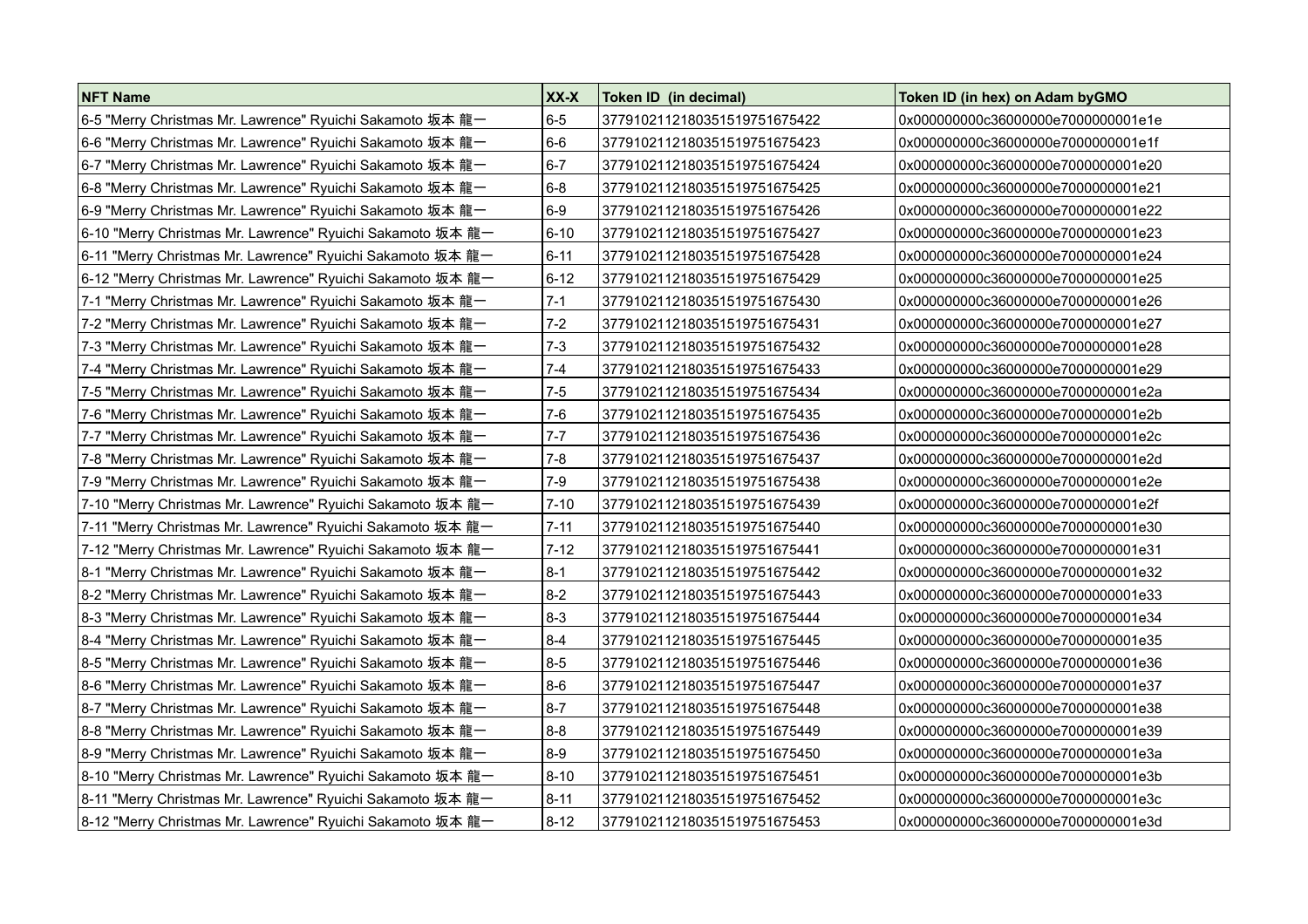| NFT Name | XX-X | Token ID (in decimal) | Token ID (in hex) on Adam byGMO |
| --- | --- | --- | --- |
| 6-5 "Merry Christmas Mr. Lawrence" Ryuichi Sakamoto 坂本 龍一 | 6-5 | 3779102112180351519751675422 | 0x000000000c36000000e7000000001e1e |
| 6-6 "Merry Christmas Mr. Lawrence" Ryuichi Sakamoto 坂本 龍一 | 6-6 | 3779102112180351519751675423 | 0x000000000c36000000e7000000001e1f |
| 6-7 "Merry Christmas Mr. Lawrence" Ryuichi Sakamoto 坂本 龍一 | 6-7 | 3779102112180351519751675424 | 0x000000000c36000000e7000000001e20 |
| 6-8 "Merry Christmas Mr. Lawrence" Ryuichi Sakamoto 坂本 龍一 | 6-8 | 3779102112180351519751675425 | 0x000000000c36000000e7000000001e21 |
| 6-9 "Merry Christmas Mr. Lawrence" Ryuichi Sakamoto 坂本 龍一 | 6-9 | 3779102112180351519751675426 | 0x000000000c36000000e7000000001e22 |
| 6-10 "Merry Christmas Mr. Lawrence" Ryuichi Sakamoto 坂本 龍一 | 6-10 | 3779102112180351519751675427 | 0x000000000c36000000e7000000001e23 |
| 6-11 "Merry Christmas Mr. Lawrence" Ryuichi Sakamoto 坂本 龍一 | 6-11 | 3779102112180351519751675428 | 0x000000000c36000000e7000000001e24 |
| 6-12 "Merry Christmas Mr. Lawrence" Ryuichi Sakamoto 坂本 龍一 | 6-12 | 3779102112180351519751675429 | 0x000000000c36000000e7000000001e25 |
| 7-1 "Merry Christmas Mr. Lawrence" Ryuichi Sakamoto 坂本 龍一 | 7-1 | 3779102112180351519751675430 | 0x000000000c36000000e7000000001e26 |
| 7-2 "Merry Christmas Mr. Lawrence" Ryuichi Sakamoto 坂本 龍一 | 7-2 | 3779102112180351519751675431 | 0x000000000c36000000e7000000001e27 |
| 7-3 "Merry Christmas Mr. Lawrence" Ryuichi Sakamoto 坂本 龍一 | 7-3 | 3779102112180351519751675432 | 0x000000000c36000000e7000000001e28 |
| 7-4 "Merry Christmas Mr. Lawrence" Ryuichi Sakamoto 坂本 龍一 | 7-4 | 3779102112180351519751675433 | 0x000000000c36000000e7000000001e29 |
| 7-5 "Merry Christmas Mr. Lawrence" Ryuichi Sakamoto 坂本 龍一 | 7-5 | 3779102112180351519751675434 | 0x000000000c36000000e7000000001e2a |
| 7-6 "Merry Christmas Mr. Lawrence" Ryuichi Sakamoto 坂本 龍一 | 7-6 | 3779102112180351519751675435 | 0x000000000c36000000e7000000001e2b |
| 7-7 "Merry Christmas Mr. Lawrence" Ryuichi Sakamoto 坂本 龍一 | 7-7 | 3779102112180351519751675436 | 0x000000000c36000000e7000000001e2c |
| 7-8 "Merry Christmas Mr. Lawrence" Ryuichi Sakamoto 坂本 龍一 | 7-8 | 3779102112180351519751675437 | 0x000000000c36000000e7000000001e2d |
| 7-9 "Merry Christmas Mr. Lawrence" Ryuichi Sakamoto 坂本 龍一 | 7-9 | 3779102112180351519751675438 | 0x000000000c36000000e7000000001e2e |
| 7-10 "Merry Christmas Mr. Lawrence" Ryuichi Sakamoto 坂本 龍一 | 7-10 | 3779102112180351519751675439 | 0x000000000c36000000e7000000001e2f |
| 7-11 "Merry Christmas Mr. Lawrence" Ryuichi Sakamoto 坂本 龍一 | 7-11 | 3779102112180351519751675440 | 0x000000000c36000000e7000000001e30 |
| 7-12 "Merry Christmas Mr. Lawrence" Ryuichi Sakamoto 坂本 龍一 | 7-12 | 3779102112180351519751675441 | 0x000000000c36000000e7000000001e31 |
| 8-1 "Merry Christmas Mr. Lawrence" Ryuichi Sakamoto 坂本 龍一 | 8-1 | 3779102112180351519751675442 | 0x000000000c36000000e7000000001e32 |
| 8-2 "Merry Christmas Mr. Lawrence" Ryuichi Sakamoto 坂本 龍一 | 8-2 | 3779102112180351519751675443 | 0x000000000c36000000e7000000001e33 |
| 8-3 "Merry Christmas Mr. Lawrence" Ryuichi Sakamoto 坂本 龍一 | 8-3 | 3779102112180351519751675444 | 0x000000000c36000000e7000000001e34 |
| 8-4 "Merry Christmas Mr. Lawrence" Ryuichi Sakamoto 坂本 龍一 | 8-4 | 3779102112180351519751675445 | 0x000000000c36000000e7000000001e35 |
| 8-5 "Merry Christmas Mr. Lawrence" Ryuichi Sakamoto 坂本 龍一 | 8-5 | 3779102112180351519751675446 | 0x000000000c36000000e7000000001e36 |
| 8-6 "Merry Christmas Mr. Lawrence" Ryuichi Sakamoto 坂本 龍一 | 8-6 | 3779102112180351519751675447 | 0x000000000c36000000e7000000001e37 |
| 8-7 "Merry Christmas Mr. Lawrence" Ryuichi Sakamoto 坂本 龍一 | 8-7 | 3779102112180351519751675448 | 0x000000000c36000000e7000000001e38 |
| 8-8 "Merry Christmas Mr. Lawrence" Ryuichi Sakamoto 坂本 龍一 | 8-8 | 3779102112180351519751675449 | 0x000000000c36000000e7000000001e39 |
| 8-9 "Merry Christmas Mr. Lawrence" Ryuichi Sakamoto 坂本 龍一 | 8-9 | 3779102112180351519751675450 | 0x000000000c36000000e7000000001e3a |
| 8-10 "Merry Christmas Mr. Lawrence" Ryuichi Sakamoto 坂本 龍一 | 8-10 | 3779102112180351519751675451 | 0x000000000c36000000e7000000001e3b |
| 8-11 "Merry Christmas Mr. Lawrence" Ryuichi Sakamoto 坂本 龍一 | 8-11 | 3779102112180351519751675452 | 0x000000000c36000000e7000000001e3c |
| 8-12 "Merry Christmas Mr. Lawrence" Ryuichi Sakamoto 坂本 龍一 | 8-12 | 3779102112180351519751675453 | 0x000000000c36000000e7000000001e3d |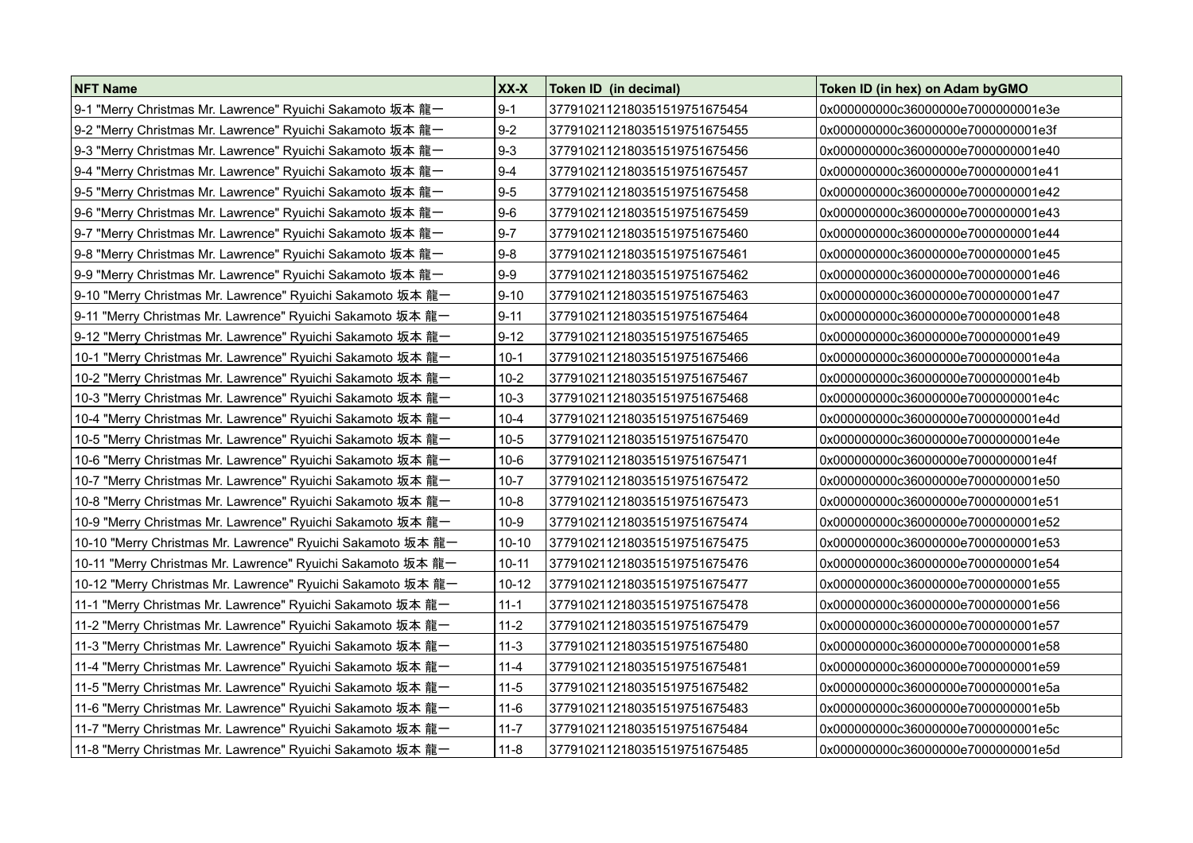| NFT Name | XX-X | Token ID (in decimal) | Token ID (in hex) on Adam byGMO |
|---|---|---|---|
| 9-1 "Merry Christmas Mr. Lawrence" Ryuichi Sakamoto 坂本 龍一 | 9-1 | 377910211218035151975167545 4 | 0x000000000c36000000e7000000001e3e |
| 9-2 "Merry Christmas Mr. Lawrence" Ryuichi Sakamoto 坂本 龍一 | 9-2 | 3779102112180351519751675455 | 0x000000000c36000000e7000000001e3f |
| 9-3 "Merry Christmas Mr. Lawrence" Ryuichi Sakamoto 坂本 龍一 | 9-3 | 3779102112180351519751675456 | 0x000000000c36000000e7000000001e40 |
| 9-4 "Merry Christmas Mr. Lawrence" Ryuichi Sakamoto 坂本 龍一 | 9-4 | 3779102112180351519751675457 | 0x000000000c36000000e7000000001e41 |
| 9-5 "Merry Christmas Mr. Lawrence" Ryuichi Sakamoto 坂本 龍一 | 9-5 | 3779102112180351519751675458 | 0x000000000c36000000e7000000001e42 |
| 9-6 "Merry Christmas Mr. Lawrence" Ryuichi Sakamoto 坂本 龍一 | 9-6 | 3779102112180351519751675459 | 0x000000000c36000000e7000000001e43 |
| 9-7 "Merry Christmas Mr. Lawrence" Ryuichi Sakamoto 坂本 龍一 | 9-7 | 3779102112180351519751675460 | 0x000000000c36000000e7000000001e44 |
| 9-8 "Merry Christmas Mr. Lawrence" Ryuichi Sakamoto 坂本 龍一 | 9-8 | 3779102112180351519751675461 | 0x000000000c36000000e7000000001e45 |
| 9-9 "Merry Christmas Mr. Lawrence" Ryuichi Sakamoto 坂本 龍一 | 9-9 | 3779102112180351519751675462 | 0x000000000c36000000e7000000001e46 |
| 9-10 "Merry Christmas Mr. Lawrence" Ryuichi Sakamoto 坂本 龍一 | 9-10 | 3779102112180351519751675463 | 0x000000000c36000000e7000000001e47 |
| 9-11 "Merry Christmas Mr. Lawrence" Ryuichi Sakamoto 坂本 龍一 | 9-11 | 3779102112180351519751675464 | 0x000000000c36000000e7000000001e48 |
| 9-12 "Merry Christmas Mr. Lawrence" Ryuichi Sakamoto 坂本 龍一 | 9-12 | 3779102112180351519751675465 | 0x000000000c36000000e7000000001e49 |
| 10-1 "Merry Christmas Mr. Lawrence" Ryuichi Sakamoto 坂本 龍一 | 10-1 | 3779102112180351519751675466 | 0x000000000c36000000e7000000001e4a |
| 10-2 "Merry Christmas Mr. Lawrence" Ryuichi Sakamoto 坂本 龍一 | 10-2 | 3779102112180351519751675467 | 0x000000000c36000000e7000000001e4b |
| 10-3 "Merry Christmas Mr. Lawrence" Ryuichi Sakamoto 坂本 龍一 | 10-3 | 3779102112180351519751675468 | 0x000000000c36000000e7000000001e4c |
| 10-4 "Merry Christmas Mr. Lawrence" Ryuichi Sakamoto 坂本 龍一 | 10-4 | 3779102112180351519751675469 | 0x000000000c36000000e7000000001e4d |
| 10-5 "Merry Christmas Mr. Lawrence" Ryuichi Sakamoto 坂本 龍一 | 10-5 | 3779102112180351519751675470 | 0x000000000c36000000e7000000001e4e |
| 10-6 "Merry Christmas Mr. Lawrence" Ryuichi Sakamoto 坂本 龍一 | 10-6 | 3779102112180351519751675471 | 0x000000000c36000000e7000000001e4f |
| 10-7 "Merry Christmas Mr. Lawrence" Ryuichi Sakamoto 坂本 龍一 | 10-7 | 3779102112180351519751675472 | 0x000000000c36000000e7000000001e50 |
| 10-8 "Merry Christmas Mr. Lawrence" Ryuichi Sakamoto 坂本 龍一 | 10-8 | 3779102112180351519751675473 | 0x000000000c36000000e7000000001e51 |
| 10-9 "Merry Christmas Mr. Lawrence" Ryuichi Sakamoto 坂本 龍一 | 10-9 | 3779102112180351519751675474 | 0x000000000c36000000e7000000001e52 |
| 10-10 "Merry Christmas Mr. Lawrence" Ryuichi Sakamoto 坂本 龍一 | 10-10 | 3779102112180351519751675475 | 0x000000000c36000000e7000000001e53 |
| 10-11 "Merry Christmas Mr. Lawrence" Ryuichi Sakamoto 坂本 龍一 | 10-11 | 3779102112180351519751675476 | 0x000000000c36000000e7000000001e54 |
| 10-12 "Merry Christmas Mr. Lawrence" Ryuichi Sakamoto 坂本 龍一 | 10-12 | 3779102112180351519751675477 | 0x000000000c36000000e7000000001e55 |
| 11-1 "Merry Christmas Mr. Lawrence" Ryuichi Sakamoto 坂本 龍一 | 11-1 | 3779102112180351519751675478 | 0x000000000c36000000e7000000001e56 |
| 11-2 "Merry Christmas Mr. Lawrence" Ryuichi Sakamoto 坂本 龍一 | 11-2 | 3779102112180351519751675479 | 0x000000000c36000000e7000000001e57 |
| 11-3 "Merry Christmas Mr. Lawrence" Ryuichi Sakamoto 坂本 龍一 | 11-3 | 3779102112180351519751675480 | 0x000000000c36000000e7000000001e58 |
| 11-4 "Merry Christmas Mr. Lawrence" Ryuichi Sakamoto 坂本 龍一 | 11-4 | 3779102112180351519751675481 | 0x000000000c36000000e7000000001e59 |
| 11-5 "Merry Christmas Mr. Lawrence" Ryuichi Sakamoto 坂本 龍一 | 11-5 | 3779102112180351519751675482 | 0x000000000c36000000e7000000001e5a |
| 11-6 "Merry Christmas Mr. Lawrence" Ryuichi Sakamoto 坂本 龍一 | 11-6 | 3779102112180351519751675483 | 0x000000000c36000000e7000000001e5b |
| 11-7 "Merry Christmas Mr. Lawrence" Ryuichi Sakamoto 坂本 龍一 | 11-7 | 3779102112180351519751675484 | 0x000000000c36000000e7000000001e5c |
| 11-8 "Merry Christmas Mr. Lawrence" Ryuichi Sakamoto 坂本 龍一 | 11-8 | 3779102112180351519751675485 | 0x000000000c36000000e7000000001e5d |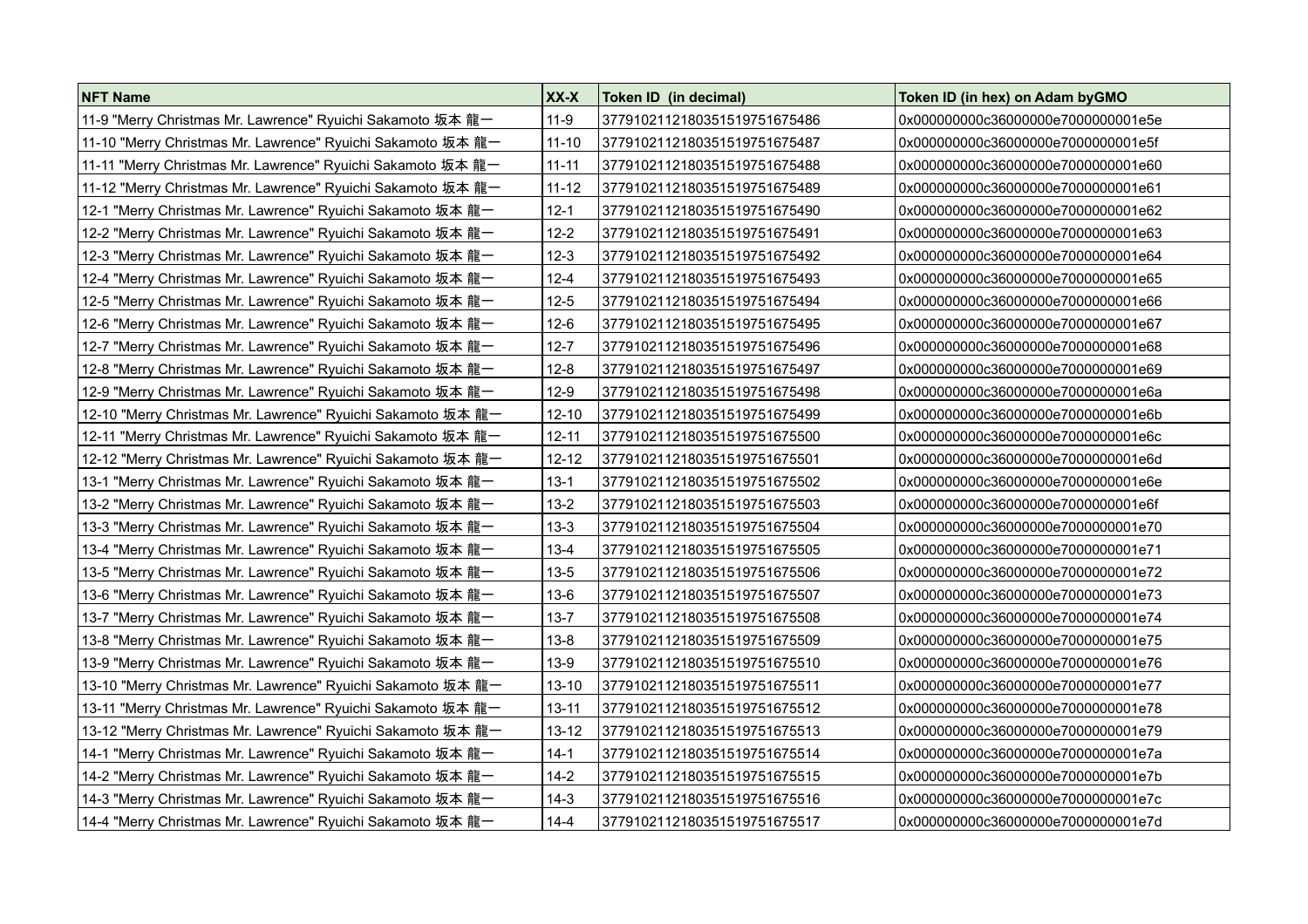| NFT Name | XX-X | Token ID (in decimal) | Token ID (in hex) on Adam byGMO |
|---|---|---|---|
| 11-9 "Merry Christmas Mr. Lawrence" Ryuichi Sakamoto 坂本 龍一 | 11-9 | 377910211218035151975167​5486 | 0x000000000c36000000e7000000001e5e |
| 11-10 "Merry Christmas Mr. Lawrence" Ryuichi Sakamoto 坂本 龍一 | 11-10 | 3779102112180351519751675487 | 0x000000000c36000000e7000000001e5f |
| 11-11 "Merry Christmas Mr. Lawrence" Ryuichi Sakamoto 坂本 龍一 | 11-11 | 3779102112180351519751675488 | 0x000000000c36000000e7000000001e60 |
| 11-12 "Merry Christmas Mr. Lawrence" Ryuichi Sakamoto 坂本 龍一 | 11-12 | 3779102112180351519751675489 | 0x000000000c36000000e7000000001e61 |
| 12-1 "Merry Christmas Mr. Lawrence" Ryuichi Sakamoto 坂本 龍一 | 12-1 | 3779102112180351519751675490 | 0x000000000c36000000e7000000001e62 |
| 12-2 "Merry Christmas Mr. Lawrence" Ryuichi Sakamoto 坂本 龍一 | 12-2 | 3779102112180351519751675491 | 0x000000000c36000000e7000000001e63 |
| 12-3 "Merry Christmas Mr. Lawrence" Ryuichi Sakamoto 坂本 龍一 | 12-3 | 3779102112180351519751675492 | 0x000000000c36000000e7000000001e64 |
| 12-4 "Merry Christmas Mr. Lawrence" Ryuichi Sakamoto 坂本 龍一 | 12-4 | 3779102112180351519751675493 | 0x000000000c36000000e7000000001e65 |
| 12-5 "Merry Christmas Mr. Lawrence" Ryuichi Sakamoto 坂本 龍一 | 12-5 | 3779102112180351519751675494 | 0x000000000c36000000e7000000001e66 |
| 12-6 "Merry Christmas Mr. Lawrence" Ryuichi Sakamoto 坂本 龍一 | 12-6 | 3779102112180351519751675495 | 0x000000000c36000000e7000000001e67 |
| 12-7 "Merry Christmas Mr. Lawrence" Ryuichi Sakamoto 坂本 龍一 | 12-7 | 3779102112180351519751675496 | 0x000000000c36000000e7000000001e68 |
| 12-8 "Merry Christmas Mr. Lawrence" Ryuichi Sakamoto 坂本 龍一 | 12-8 | 3779102112180351519751675497 | 0x000000000c36000000e7000000001e69 |
| 12-9 "Merry Christmas Mr. Lawrence" Ryuichi Sakamoto 坂本 龍一 | 12-9 | 3779102112180351519751675498 | 0x000000000c36000000e7000000001e6a |
| 12-10 "Merry Christmas Mr. Lawrence" Ryuichi Sakamoto 坂本 龍一 | 12-10 | 3779102112180351519751675499 | 0x000000000c36000000e7000000001e6b |
| 12-11 "Merry Christmas Mr. Lawrence" Ryuichi Sakamoto 坂本 龍一 | 12-11 | 3779102112180351519751675500 | 0x000000000c36000000e7000000001e6c |
| 12-12 "Merry Christmas Mr. Lawrence" Ryuichi Sakamoto 坂本 龍一 | 12-12 | 3779102112180351519751675501 | 0x000000000c36000000e7000000001e6d |
| 13-1 "Merry Christmas Mr. Lawrence" Ryuichi Sakamoto 坂本 龍一 | 13-1 | 3779102112180351519751675502 | 0x000000000c36000000e7000000001e6e |
| 13-2 "Merry Christmas Mr. Lawrence" Ryuichi Sakamoto 坂本 龍一 | 13-2 | 3779102112180351519751675503 | 0x000000000c36000000e7000000001e6f |
| 13-3 "Merry Christmas Mr. Lawrence" Ryuichi Sakamoto 坂本 龍一 | 13-3 | 3779102112180351519751675504 | 0x000000000c36000000e7000000001e70 |
| 13-4 "Merry Christmas Mr. Lawrence" Ryuichi Sakamoto 坂本 龍一 | 13-4 | 3779102112180351519751675505 | 0x000000000c36000000e7000000001e71 |
| 13-5 "Merry Christmas Mr. Lawrence" Ryuichi Sakamoto 坂本 龍一 | 13-5 | 3779102112180351519751675506 | 0x000000000c36000000e7000000001e72 |
| 13-6 "Merry Christmas Mr. Lawrence" Ryuichi Sakamoto 坂本 龍一 | 13-6 | 3779102112180351519751675507 | 0x000000000c36000000e7000000001e73 |
| 13-7 "Merry Christmas Mr. Lawrence" Ryuichi Sakamoto 坂本 龍一 | 13-7 | 3779102112180351519751675508 | 0x000000000c36000000e7000000001e74 |
| 13-8 "Merry Christmas Mr. Lawrence" Ryuichi Sakamoto 坂本 龍一 | 13-8 | 3779102112180351519751675509 | 0x000000000c36000000e7000000001e75 |
| 13-9 "Merry Christmas Mr. Lawrence" Ryuichi Sakamoto 坂本 龍一 | 13-9 | 3779102112180351519751675510 | 0x000000000c36000000e7000000001e76 |
| 13-10 "Merry Christmas Mr. Lawrence" Ryuichi Sakamoto 坂本 龍一 | 13-10 | 3779102112180351519751675511 | 0x000000000c36000000e7000000001e77 |
| 13-11 "Merry Christmas Mr. Lawrence" Ryuichi Sakamoto 坂本 龍一 | 13-11 | 3779102112180351519751675512 | 0x000000000c36000000e7000000001e78 |
| 13-12 "Merry Christmas Mr. Lawrence" Ryuichi Sakamoto 坂本 龍一 | 13-12 | 3779102112180351519751675513 | 0x000000000c36000000e7000000001e79 |
| 14-1 "Merry Christmas Mr. Lawrence" Ryuichi Sakamoto 坂本 龍一 | 14-1 | 3779102112180351519751675514 | 0x000000000c36000000e7000000001e7a |
| 14-2 "Merry Christmas Mr. Lawrence" Ryuichi Sakamoto 坂本 龍一 | 14-2 | 3779102112180351519751675515 | 0x000000000c36000000e7000000001e7b |
| 14-3 "Merry Christmas Mr. Lawrence" Ryuichi Sakamoto 坂本 龍一 | 14-3 | 3779102112180351519751675516 | 0x000000000c36000000e7000000001e7c |
| 14-4 "Merry Christmas Mr. Lawrence" Ryuichi Sakamoto 坂本 龍一 | 14-4 | 3779102112180351519751675517 | 0x000000000c36000000e7000000001e7d |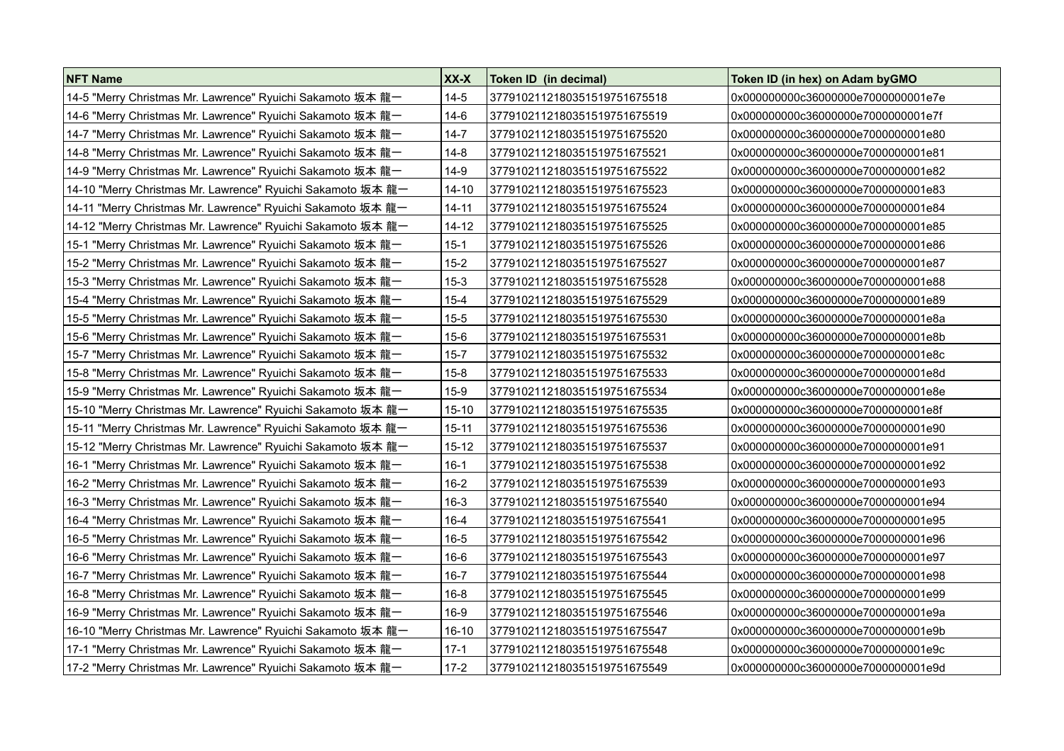| NFT Name | XX-X | Token ID (in decimal) | Token ID (in hex) on Adam byGMO |
|---|---|---|---|
| 14-5 "Merry Christmas Mr. Lawrence" Ryuichi Sakamoto 坂本 龍一 | 14-5 | 3779102112180351519751675518 | 0x000000000c36000000e7000000001e7e |
| 14-6 "Merry Christmas Mr. Lawrence" Ryuichi Sakamoto 坂本 龍一 | 14-6 | 3779102112180351519751675519 | 0x000000000c36000000e7000000001e7f |
| 14-7 "Merry Christmas Mr. Lawrence" Ryuichi Sakamoto 坂本 龍一 | 14-7 | 3779102112180351519751675520 | 0x000000000c36000000e7000000001e80 |
| 14-8 "Merry Christmas Mr. Lawrence" Ryuichi Sakamoto 坂本 龍一 | 14-8 | 3779102112180351519751675521 | 0x000000000c36000000e7000000001e81 |
| 14-9 "Merry Christmas Mr. Lawrence" Ryuichi Sakamoto 坂本 龍一 | 14-9 | 3779102112180351519751675522 | 0x000000000c36000000e7000000001e82 |
| 14-10 "Merry Christmas Mr. Lawrence" Ryuichi Sakamoto 坂本 龍一 | 14-10 | 3779102112180351519751675523 | 0x000000000c36000000e7000000001e83 |
| 14-11 "Merry Christmas Mr. Lawrence" Ryuichi Sakamoto 坂本 龍一 | 14-11 | 3779102112180351519751675524 | 0x000000000c36000000e7000000001e84 |
| 14-12 "Merry Christmas Mr. Lawrence" Ryuichi Sakamoto 坂本 龍一 | 14-12 | 3779102112180351519751675525 | 0x000000000c36000000e7000000001e85 |
| 15-1 "Merry Christmas Mr. Lawrence" Ryuichi Sakamoto 坂本 龍一 | 15-1 | 3779102112180351519751675526 | 0x000000000c36000000e7000000001e86 |
| 15-2 "Merry Christmas Mr. Lawrence" Ryuichi Sakamoto 坂本 龍一 | 15-2 | 3779102112180351519751675527 | 0x000000000c36000000e7000000001e87 |
| 15-3 "Merry Christmas Mr. Lawrence" Ryuichi Sakamoto 坂本 龍一 | 15-3 | 3779102112180351519751675528 | 0x000000000c36000000e7000000001e88 |
| 15-4 "Merry Christmas Mr. Lawrence" Ryuichi Sakamoto 坂本 龍一 | 15-4 | 3779102112180351519751675529 | 0x000000000c36000000e7000000001e89 |
| 15-5 "Merry Christmas Mr. Lawrence" Ryuichi Sakamoto 坂本 龍一 | 15-5 | 3779102112180351519751675530 | 0x000000000c36000000e7000000001e8a |
| 15-6 "Merry Christmas Mr. Lawrence" Ryuichi Sakamoto 坂本 龍一 | 15-6 | 3779102112180351519751675531 | 0x000000000c36000000e7000000001e8b |
| 15-7 "Merry Christmas Mr. Lawrence" Ryuichi Sakamoto 坂本 龍一 | 15-7 | 3779102112180351519751675532 | 0x000000000c36000000e7000000001e8c |
| 15-8 "Merry Christmas Mr. Lawrence" Ryuichi Sakamoto 坂本 龍一 | 15-8 | 3779102112180351519751675533 | 0x000000000c36000000e7000000001e8d |
| 15-9 "Merry Christmas Mr. Lawrence" Ryuichi Sakamoto 坂本 龍一 | 15-9 | 3779102112180351519751675534 | 0x000000000c36000000e7000000001e8e |
| 15-10 "Merry Christmas Mr. Lawrence" Ryuichi Sakamoto 坂本 龍一 | 15-10 | 3779102112180351519751675535 | 0x000000000c36000000e7000000001e8f |
| 15-11 "Merry Christmas Mr. Lawrence" Ryuichi Sakamoto 坂本 龍一 | 15-11 | 3779102112180351519751675536 | 0x000000000c36000000e7000000001e90 |
| 15-12 "Merry Christmas Mr. Lawrence" Ryuichi Sakamoto 坂本 龍一 | 15-12 | 3779102112180351519751675537 | 0x000000000c36000000e7000000001e91 |
| 16-1 "Merry Christmas Mr. Lawrence" Ryuichi Sakamoto 坂本 龍一 | 16-1 | 3779102112180351519751675538 | 0x000000000c36000000e7000000001e92 |
| 16-2 "Merry Christmas Mr. Lawrence" Ryuichi Sakamoto 坂本 龍一 | 16-2 | 3779102112180351519751675539 | 0x000000000c36000000e7000000001e93 |
| 16-3 "Merry Christmas Mr. Lawrence" Ryuichi Sakamoto 坂本 龍一 | 16-3 | 3779102112180351519751675540 | 0x000000000c36000000e7000000001e94 |
| 16-4 "Merry Christmas Mr. Lawrence" Ryuichi Sakamoto 坂本 龍一 | 16-4 | 3779102112180351519751675541 | 0x000000000c36000000e7000000001e95 |
| 16-5 "Merry Christmas Mr. Lawrence" Ryuichi Sakamoto 坂本 龍一 | 16-5 | 3779102112180351519751675542 | 0x000000000c36000000e7000000001e96 |
| 16-6 "Merry Christmas Mr. Lawrence" Ryuichi Sakamoto 坂本 龍一 | 16-6 | 3779102112180351519751675543 | 0x000000000c36000000e7000000001e97 |
| 16-7 "Merry Christmas Mr. Lawrence" Ryuichi Sakamoto 坂本 龍一 | 16-7 | 3779102112180351519751675544 | 0x000000000c36000000e7000000001e98 |
| 16-8 "Merry Christmas Mr. Lawrence" Ryuichi Sakamoto 坂本 龍一 | 16-8 | 3779102112180351519751675545 | 0x000000000c36000000e7000000001e99 |
| 16-9 "Merry Christmas Mr. Lawrence" Ryuichi Sakamoto 坂本 龍一 | 16-9 | 3779102112180351519751675546 | 0x000000000c36000000e7000000001e9a |
| 16-10 "Merry Christmas Mr. Lawrence" Ryuichi Sakamoto 坂本 龍一 | 16-10 | 3779102112180351519751675547 | 0x000000000c36000000e7000000001e9b |
| 17-1 "Merry Christmas Mr. Lawrence" Ryuichi Sakamoto 坂本 龍一 | 17-1 | 3779102112180351519751675548 | 0x000000000c36000000e7000000001e9c |
| 17-2 "Merry Christmas Mr. Lawrence" Ryuichi Sakamoto 坂本 龍一 | 17-2 | 3779102112180351519751675549 | 0x000000000c36000000e7000000001e9d |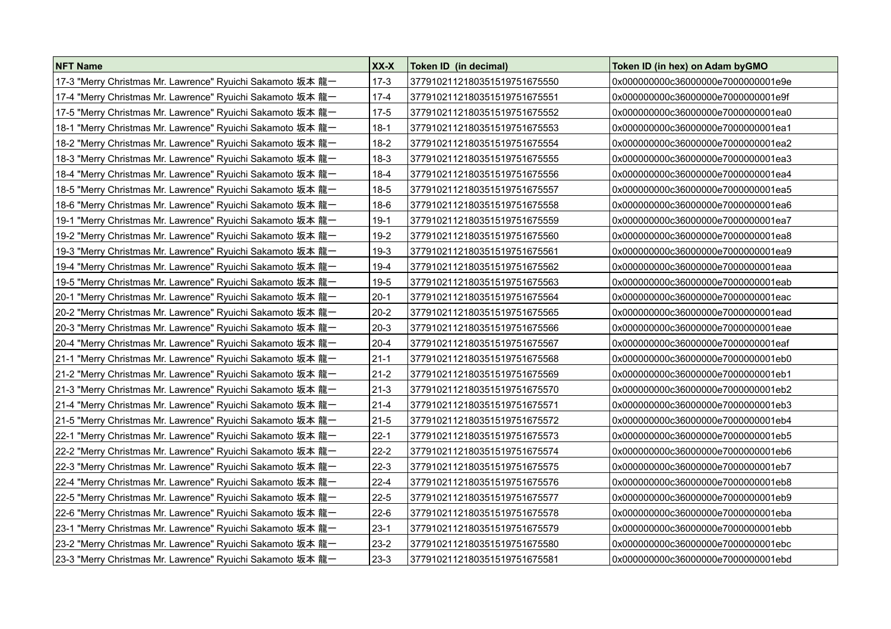| NFT Name | XX-X | Token ID (in decimal) | Token ID (in hex) on Adam byGMO |
|---|---|---|---|
| 17-3 "Merry Christmas Mr. Lawrence" Ryuichi Sakamoto 坂本 龍一 | 17-3 | 3779102112180351519751675550 | 0x000000000c36000000e7000000001e9e |
| 17-4 "Merry Christmas Mr. Lawrence" Ryuichi Sakamoto 坂本 龍一 | 17-4 | 3779102112180351519751675551 | 0x000000000c36000000e7000000001e9f |
| 17-5 "Merry Christmas Mr. Lawrence" Ryuichi Sakamoto 坂本 龍一 | 17-5 | 3779102112180351519751675552 | 0x000000000c36000000e7000000001ea0 |
| 18-1 "Merry Christmas Mr. Lawrence" Ryuichi Sakamoto 坂本 龍一 | 18-1 | 3779102112180351519751675553 | 0x000000000c36000000e7000000001ea1 |
| 18-2 "Merry Christmas Mr. Lawrence" Ryuichi Sakamoto 坂本 龍一 | 18-2 | 3779102112180351519751675554 | 0x000000000c36000000e7000000001ea2 |
| 18-3 "Merry Christmas Mr. Lawrence" Ryuichi Sakamoto 坂本 龍一 | 18-3 | 3779102112180351519751675555 | 0x000000000c36000000e7000000001ea3 |
| 18-4 "Merry Christmas Mr. Lawrence" Ryuichi Sakamoto 坂本 龍一 | 18-4 | 3779102112180351519751675556 | 0x000000000c36000000e7000000001ea4 |
| 18-5 "Merry Christmas Mr. Lawrence" Ryuichi Sakamoto 坂本 龍一 | 18-5 | 3779102112180351519751675557 | 0x000000000c36000000e7000000001ea5 |
| 18-6 "Merry Christmas Mr. Lawrence" Ryuichi Sakamoto 坂本 龍一 | 18-6 | 3779102112180351519751675558 | 0x000000000c36000000e7000000001ea6 |
| 19-1 "Merry Christmas Mr. Lawrence" Ryuichi Sakamoto 坂本 龍一 | 19-1 | 3779102112180351519751675559 | 0x000000000c36000000e7000000001ea7 |
| 19-2 "Merry Christmas Mr. Lawrence" Ryuichi Sakamoto 坂本 龍一 | 19-2 | 3779102112180351519751675560 | 0x000000000c36000000e7000000001ea8 |
| 19-3 "Merry Christmas Mr. Lawrence" Ryuichi Sakamoto 坂本 龍一 | 19-3 | 3779102112180351519751675561 | 0x000000000c36000000e7000000001ea9 |
| 19-4 "Merry Christmas Mr. Lawrence" Ryuichi Sakamoto 坂本 龍一 | 19-4 | 3779102112180351519751675562 | 0x000000000c36000000e7000000001eaa |
| 19-5 "Merry Christmas Mr. Lawrence" Ryuichi Sakamoto 坂本 龍一 | 19-5 | 3779102112180351519751675563 | 0x000000000c36000000e7000000001eab |
| 20-1 "Merry Christmas Mr. Lawrence" Ryuichi Sakamoto 坂本 龍一 | 20-1 | 3779102112180351519751675564 | 0x000000000c36000000e7000000001eac |
| 20-2 "Merry Christmas Mr. Lawrence" Ryuichi Sakamoto 坂本 龍一 | 20-2 | 3779102112180351519751675565 | 0x000000000c36000000e7000000001ead |
| 20-3 "Merry Christmas Mr. Lawrence" Ryuichi Sakamoto 坂本 龍一 | 20-3 | 3779102112180351519751675566 | 0x000000000c36000000e7000000001eae |
| 20-4 "Merry Christmas Mr. Lawrence" Ryuichi Sakamoto 坂本 龍一 | 20-4 | 3779102112180351519751675567 | 0x000000000c36000000e7000000001eaf |
| 21-1 "Merry Christmas Mr. Lawrence" Ryuichi Sakamoto 坂本 龍一 | 21-1 | 3779102112180351519751675568 | 0x000000000c36000000e7000000001eb0 |
| 21-2 "Merry Christmas Mr. Lawrence" Ryuichi Sakamoto 坂本 龍一 | 21-2 | 3779102112180351519751675569 | 0x000000000c36000000e7000000001eb1 |
| 21-3 "Merry Christmas Mr. Lawrence" Ryuichi Sakamoto 坂本 龍一 | 21-3 | 3779102112180351519751675570 | 0x000000000c36000000e7000000001eb2 |
| 21-4 "Merry Christmas Mr. Lawrence" Ryuichi Sakamoto 坂本 龍一 | 21-4 | 3779102112180351519751675571 | 0x000000000c36000000e7000000001eb3 |
| 21-5 "Merry Christmas Mr. Lawrence" Ryuichi Sakamoto 坂本 龍一 | 21-5 | 3779102112180351519751675572 | 0x000000000c36000000e7000000001eb4 |
| 22-1 "Merry Christmas Mr. Lawrence" Ryuichi Sakamoto 坂本 龍一 | 22-1 | 3779102112180351519751675573 | 0x000000000c36000000e7000000001eb5 |
| 22-2 "Merry Christmas Mr. Lawrence" Ryuichi Sakamoto 坂本 龍一 | 22-2 | 3779102112180351519751675574 | 0x000000000c36000000e7000000001eb6 |
| 22-3 "Merry Christmas Mr. Lawrence" Ryuichi Sakamoto 坂本 龍一 | 22-3 | 3779102112180351519751675575 | 0x000000000c36000000e7000000001eb7 |
| 22-4 "Merry Christmas Mr. Lawrence" Ryuichi Sakamoto 坂本 龍一 | 22-4 | 3779102112180351519751675576 | 0x000000000c36000000e7000000001eb8 |
| 22-5 "Merry Christmas Mr. Lawrence" Ryuichi Sakamoto 坂本 龍一 | 22-5 | 3779102112180351519751675577 | 0x000000000c36000000e7000000001eb9 |
| 22-6 "Merry Christmas Mr. Lawrence" Ryuichi Sakamoto 坂本 龍一 | 22-6 | 3779102112180351519751675578 | 0x000000000c36000000e7000000001eba |
| 23-1 "Merry Christmas Mr. Lawrence" Ryuichi Sakamoto 坂本 龍一 | 23-1 | 3779102112180351519751675579 | 0x000000000c36000000e7000000001ebb |
| 23-2 "Merry Christmas Mr. Lawrence" Ryuichi Sakamoto 坂本 龍一 | 23-2 | 3779102112180351519751675580 | 0x000000000c36000000e7000000001ebc |
| 23-3 "Merry Christmas Mr. Lawrence" Ryuichi Sakamoto 坂本 龍一 | 23-3 | 3779102112180351519751675581 | 0x000000000c36000000e7000000001ebd |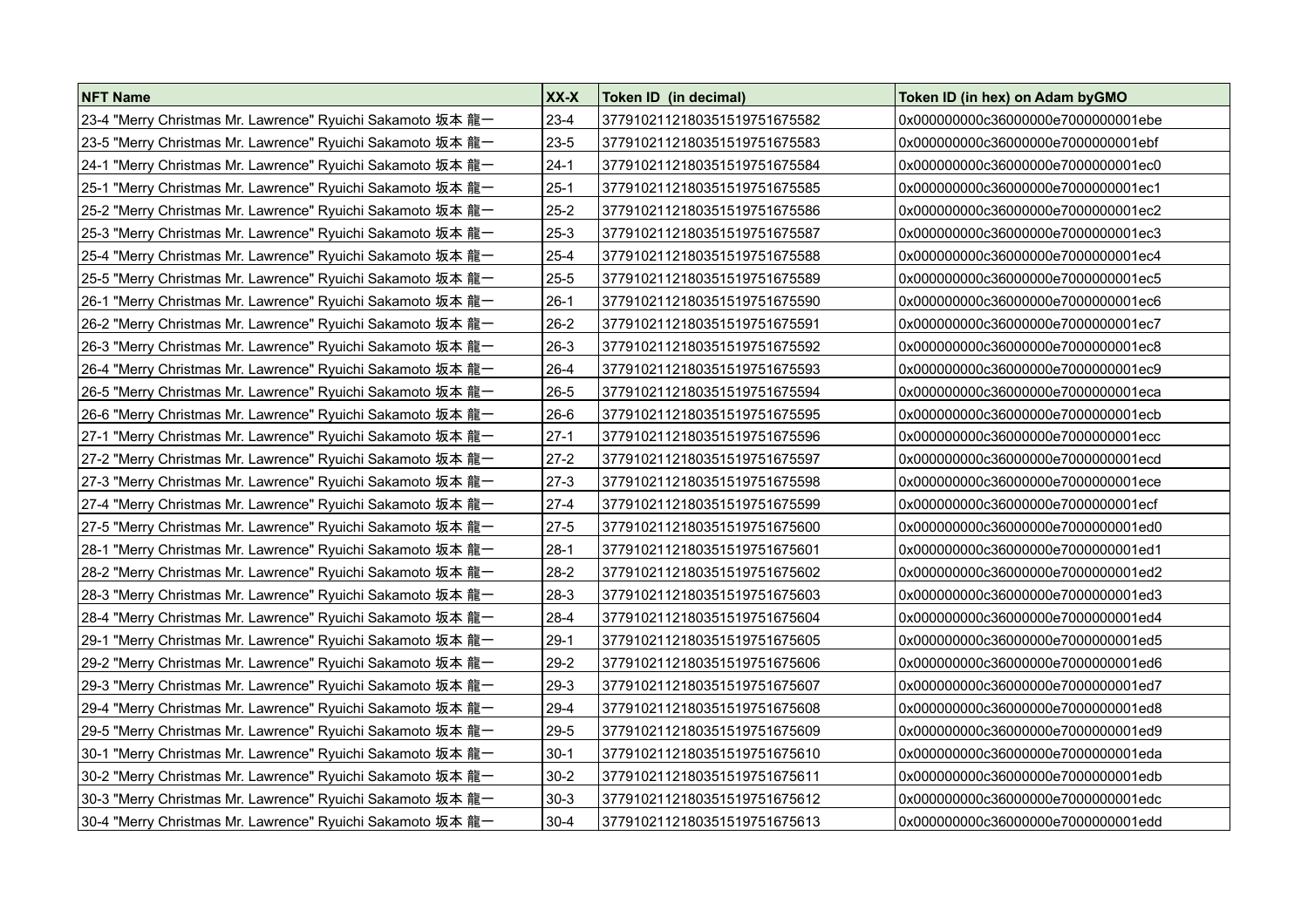| NFT Name | XX-X | Token ID (in decimal) | Token ID (in hex) on Adam byGMO |
|---|---|---|---|
| 23-4 "Merry Christmas Mr. Lawrence" Ryuichi Sakamoto 坂本 龍一 | 23-4 | 3779102112180351519751675582 | 0x000000000c36000000e7000000001ebe |
| 23-5 "Merry Christmas Mr. Lawrence" Ryuichi Sakamoto 坂本 龍一 | 23-5 | 3779102112180351519751675583 | 0x000000000c36000000e7000000001ebf |
| 24-1 "Merry Christmas Mr. Lawrence" Ryuichi Sakamoto 坂本 龍一 | 24-1 | 3779102112180351519751675584 | 0x000000000c36000000e7000000001ec0 |
| 25-1 "Merry Christmas Mr. Lawrence" Ryuichi Sakamoto 坂本 龍一 | 25-1 | 3779102112180351519751675585 | 0x000000000c36000000e7000000001ec1 |
| 25-2 "Merry Christmas Mr. Lawrence" Ryuichi Sakamoto 坂本 龍一 | 25-2 | 3779102112180351519751675586 | 0x000000000c36000000e7000000001ec2 |
| 25-3 "Merry Christmas Mr. Lawrence" Ryuichi Sakamoto 坂本 龍一 | 25-3 | 3779102112180351519751675587 | 0x000000000c36000000e7000000001ec3 |
| 25-4 "Merry Christmas Mr. Lawrence" Ryuichi Sakamoto 坂本 龍一 | 25-4 | 3779102112180351519751675588 | 0x000000000c36000000e7000000001ec4 |
| 25-5 "Merry Christmas Mr. Lawrence" Ryuichi Sakamoto 坂本 龍一 | 25-5 | 3779102112180351519751675589 | 0x000000000c36000000e7000000001ec5 |
| 26-1 "Merry Christmas Mr. Lawrence" Ryuichi Sakamoto 坂本 龍一 | 26-1 | 3779102112180351519751675590 | 0x000000000c36000000e7000000001ec6 |
| 26-2 "Merry Christmas Mr. Lawrence" Ryuichi Sakamoto 坂本 龍一 | 26-2 | 3779102112180351519751675591 | 0x000000000c36000000e7000000001ec7 |
| 26-3 "Merry Christmas Mr. Lawrence" Ryuichi Sakamoto 坂本 龍一 | 26-3 | 3779102112180351519751675592 | 0x000000000c36000000e7000000001ec8 |
| 26-4 "Merry Christmas Mr. Lawrence" Ryuichi Sakamoto 坂本 龍一 | 26-4 | 3779102112180351519751675593 | 0x000000000c36000000e7000000001ec9 |
| 26-5 "Merry Christmas Mr. Lawrence" Ryuichi Sakamoto 坂本 龍一 | 26-5 | 3779102112180351519751675594 | 0x000000000c36000000e7000000001eca |
| 26-6 "Merry Christmas Mr. Lawrence" Ryuichi Sakamoto 坂本 龍一 | 26-6 | 3779102112180351519751675595 | 0x000000000c36000000e7000000001ecb |
| 27-1 "Merry Christmas Mr. Lawrence" Ryuichi Sakamoto 坂本 龍一 | 27-1 | 3779102112180351519751675596 | 0x000000000c36000000e7000000001ecc |
| 27-2 "Merry Christmas Mr. Lawrence" Ryuichi Sakamoto 坂本 龍一 | 27-2 | 3779102112180351519751675597 | 0x000000000c36000000e7000000001ecd |
| 27-3 "Merry Christmas Mr. Lawrence" Ryuichi Sakamoto 坂本 龍一 | 27-3 | 3779102112180351519751675598 | 0x000000000c36000000e7000000001ece |
| 27-4 "Merry Christmas Mr. Lawrence" Ryuichi Sakamoto 坂本 龍一 | 27-4 | 3779102112180351519751675599 | 0x000000000c36000000e7000000001ecf |
| 27-5 "Merry Christmas Mr. Lawrence" Ryuichi Sakamoto 坂本 龍一 | 27-5 | 3779102112180351519751675600 | 0x000000000c36000000e7000000001ed0 |
| 28-1 "Merry Christmas Mr. Lawrence" Ryuichi Sakamoto 坂本 龍一 | 28-1 | 3779102112180351519751675601 | 0x000000000c36000000e7000000001ed1 |
| 28-2 "Merry Christmas Mr. Lawrence" Ryuichi Sakamoto 坂本 龍一 | 28-2 | 3779102112180351519751675602 | 0x000000000c36000000e7000000001ed2 |
| 28-3 "Merry Christmas Mr. Lawrence" Ryuichi Sakamoto 坂本 龍一 | 28-3 | 3779102112180351519751675603 | 0x000000000c36000000e7000000001ed3 |
| 28-4 "Merry Christmas Mr. Lawrence" Ryuichi Sakamoto 坂本 龍一 | 28-4 | 3779102112180351519751675604 | 0x000000000c36000000e7000000001ed4 |
| 29-1 "Merry Christmas Mr. Lawrence" Ryuichi Sakamoto 坂本 龍一 | 29-1 | 3779102112180351519751675605 | 0x000000000c36000000e7000000001ed5 |
| 29-2 "Merry Christmas Mr. Lawrence" Ryuichi Sakamoto 坂本 龍一 | 29-2 | 3779102112180351519751675606 | 0x000000000c36000000e7000000001ed6 |
| 29-3 "Merry Christmas Mr. Lawrence" Ryuichi Sakamoto 坂本 龍一 | 29-3 | 3779102112180351519751675607 | 0x000000000c36000000e7000000001ed7 |
| 29-4 "Merry Christmas Mr. Lawrence" Ryuichi Sakamoto 坂本 龍一 | 29-4 | 3779102112180351519751675608 | 0x000000000c36000000e7000000001ed8 |
| 29-5 "Merry Christmas Mr. Lawrence" Ryuichi Sakamoto 坂本 龍一 | 29-5 | 3779102112180351519751675609 | 0x000000000c36000000e7000000001ed9 |
| 30-1 "Merry Christmas Mr. Lawrence" Ryuichi Sakamoto 坂本 龍一 | 30-1 | 3779102112180351519751675610 | 0x000000000c36000000e7000000001eda |
| 30-2 "Merry Christmas Mr. Lawrence" Ryuichi Sakamoto 坂本 龍一 | 30-2 | 3779102112180351519751675611 | 0x000000000c36000000e7000000001edb |
| 30-3 "Merry Christmas Mr. Lawrence" Ryuichi Sakamoto 坂本 龍一 | 30-3 | 3779102112180351519751675612 | 0x000000000c36000000e7000000001edc |
| 30-4 "Merry Christmas Mr. Lawrence" Ryuichi Sakamoto 坂本 龍一 | 30-4 | 3779102112180351519751675613 | 0x000000000c36000000e7000000001edd |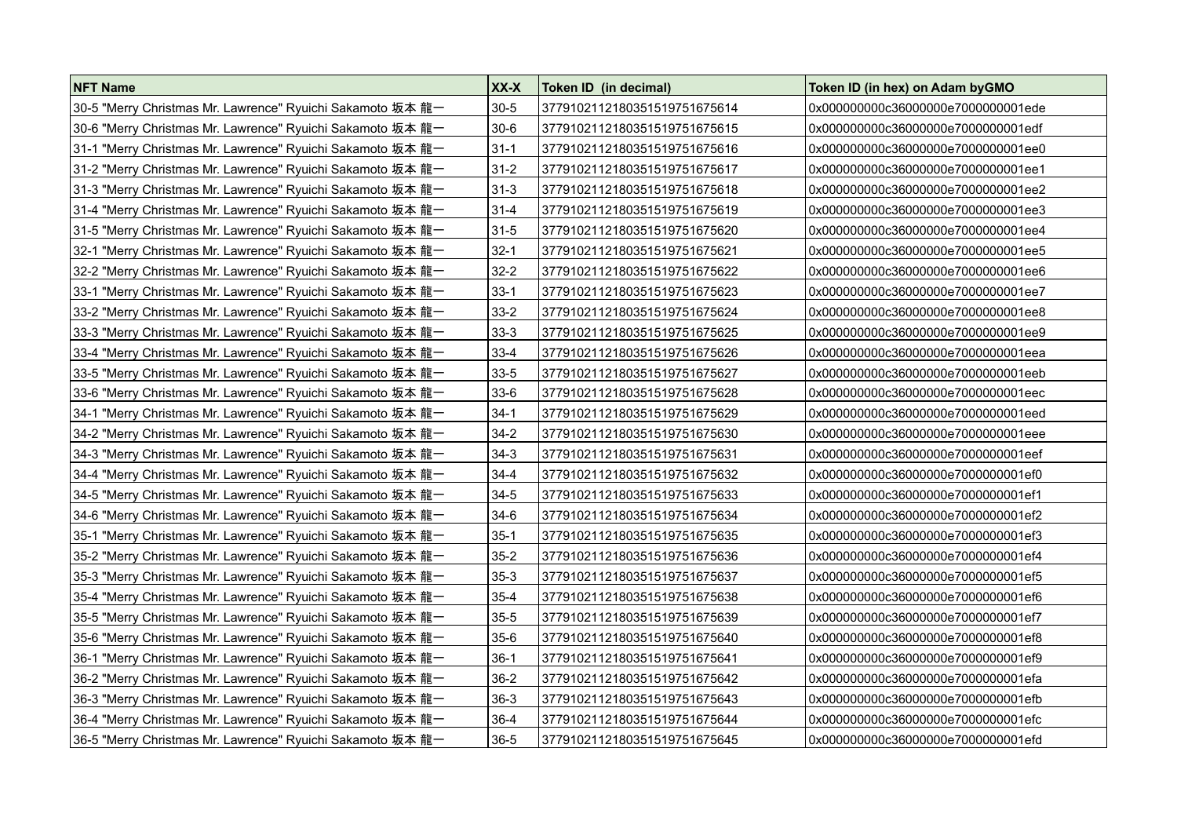| NFT Name | XX-X | Token ID (in decimal) | Token ID (in hex) on Adam byGMO |
|---|---|---|---|
| 30-5 "Merry Christmas Mr. Lawrence" Ryuichi Sakamoto 坂本 龍一 | 30-5 | 377910211218035151975​1675614 | 0x000000000c36000000e7000000001ede |
| 30-6 "Merry Christmas Mr. Lawrence" Ryuichi Sakamoto 坂本 龍一 | 30-6 | 3779102112180351519751675615 | 0x000000000c36000000e7000000001edf |
| 31-1 "Merry Christmas Mr. Lawrence" Ryuichi Sakamoto 坂本 龍一 | 31-1 | 3779102112180351519751675616 | 0x000000000c36000000e7000000001ee0 |
| 31-2 "Merry Christmas Mr. Lawrence" Ryuichi Sakamoto 坂本 龍一 | 31-2 | 3779102112180351519751675617 | 0x000000000c36000000e7000000001ee1 |
| 31-3 "Merry Christmas Mr. Lawrence" Ryuichi Sakamoto 坂本 龍一 | 31-3 | 3779102112180351519751675618 | 0x000000000c36000000e7000000001ee2 |
| 31-4 "Merry Christmas Mr. Lawrence" Ryuichi Sakamoto 坂本 龍一 | 31-4 | 3779102112180351519751675619 | 0x000000000c36000000e7000000001ee3 |
| 31-5 "Merry Christmas Mr. Lawrence" Ryuichi Sakamoto 坂本 龍一 | 31-5 | 3779102112180351519751675620 | 0x000000000c36000000e7000000001ee4 |
| 32-1 "Merry Christmas Mr. Lawrence" Ryuichi Sakamoto 坂本 龍一 | 32-1 | 3779102112180351519751675621 | 0x000000000c36000000e7000000001ee5 |
| 32-2 "Merry Christmas Mr. Lawrence" Ryuichi Sakamoto 坂本 龍一 | 32-2 | 3779102112180351519751675622 | 0x000000000c36000000e7000000001ee6 |
| 33-1 "Merry Christmas Mr. Lawrence" Ryuichi Sakamoto 坂本 龍一 | 33-1 | 3779102112180351519751675623 | 0x000000000c36000000e7000000001ee7 |
| 33-2 "Merry Christmas Mr. Lawrence" Ryuichi Sakamoto 坂本 龍一 | 33-2 | 3779102112180351519751675624 | 0x000000000c36000000e7000000001ee8 |
| 33-3 "Merry Christmas Mr. Lawrence" Ryuichi Sakamoto 坂本 龍一 | 33-3 | 3779102112180351519751675625 | 0x000000000c36000000e7000000001ee9 |
| 33-4 "Merry Christmas Mr. Lawrence" Ryuichi Sakamoto 坂本 龍一 | 33-4 | 3779102112180351519751675626 | 0x000000000c36000000e7000000001eea |
| 33-5 "Merry Christmas Mr. Lawrence" Ryuichi Sakamoto 坂本 龍一 | 33-5 | 3779102112180351519751675627 | 0x000000000c36000000e7000000001eeb |
| 33-6 "Merry Christmas Mr. Lawrence" Ryuichi Sakamoto 坂本 龍一 | 33-6 | 3779102112180351519751675628 | 0x000000000c36000000e7000000001eec |
| 34-1 "Merry Christmas Mr. Lawrence" Ryuichi Sakamoto 坂本 龍一 | 34-1 | 3779102112180351519751675629 | 0x000000000c36000000e7000000001eed |
| 34-2 "Merry Christmas Mr. Lawrence" Ryuichi Sakamoto 坂本 龍一 | 34-2 | 3779102112180351519751675630 | 0x000000000c36000000e7000000001eee |
| 34-3 "Merry Christmas Mr. Lawrence" Ryuichi Sakamoto 坂本 龍一 | 34-3 | 3779102112180351519751675631 | 0x000000000c36000000e7000000001eef |
| 34-4 "Merry Christmas Mr. Lawrence" Ryuichi Sakamoto 坂本 龍一 | 34-4 | 3779102112180351519751675632 | 0x000000000c36000000e7000000001ef0 |
| 34-5 "Merry Christmas Mr. Lawrence" Ryuichi Sakamoto 坂本 龍一 | 34-5 | 3779102112180351519751675633 | 0x000000000c36000000e7000000001ef1 |
| 34-6 "Merry Christmas Mr. Lawrence" Ryuichi Sakamoto 坂本 龍一 | 34-6 | 3779102112180351519751675634 | 0x000000000c36000000e7000000001ef2 |
| 35-1 "Merry Christmas Mr. Lawrence" Ryuichi Sakamoto 坂本 龍一 | 35-1 | 3779102112180351519751675635 | 0x000000000c36000000e7000000001ef3 |
| 35-2 "Merry Christmas Mr. Lawrence" Ryuichi Sakamoto 坂本 龍一 | 35-2 | 3779102112180351519751675636 | 0x000000000c36000000e7000000001ef4 |
| 35-3 "Merry Christmas Mr. Lawrence" Ryuichi Sakamoto 坂本 龍一 | 35-3 | 3779102112180351519751675637 | 0x000000000c36000000e7000000001ef5 |
| 35-4 "Merry Christmas Mr. Lawrence" Ryuichi Sakamoto 坂本 龍一 | 35-4 | 3779102112180351519751675638 | 0x000000000c36000000e7000000001ef6 |
| 35-5 "Merry Christmas Mr. Lawrence" Ryuichi Sakamoto 坂本 龍一 | 35-5 | 3779102112180351519751675639 | 0x000000000c36000000e7000000001ef7 |
| 35-6 "Merry Christmas Mr. Lawrence" Ryuichi Sakamoto 坂本 龍一 | 35-6 | 3779102112180351519751675640 | 0x000000000c36000000e7000000001ef8 |
| 36-1 "Merry Christmas Mr. Lawrence" Ryuichi Sakamoto 坂本 龍一 | 36-1 | 3779102112180351519751675641 | 0x000000000c36000000e7000000001ef9 |
| 36-2 "Merry Christmas Mr. Lawrence" Ryuichi Sakamoto 坂本 龍一 | 36-2 | 3779102112180351519751675642 | 0x000000000c36000000e7000000001efa |
| 36-3 "Merry Christmas Mr. Lawrence" Ryuichi Sakamoto 坂本 龍一 | 36-3 | 3779102112180351519751675643 | 0x000000000c36000000e7000000001efb |
| 36-4 "Merry Christmas Mr. Lawrence" Ryuichi Sakamoto 坂本 龍一 | 36-4 | 3779102112180351519751675644 | 0x000000000c36000000e7000000001efc |
| 36-5 "Merry Christmas Mr. Lawrence" Ryuichi Sakamoto 坂本 龍一 | 36-5 | 3779102112180351519751675645 | 0x000000000c36000000e7000000001efd |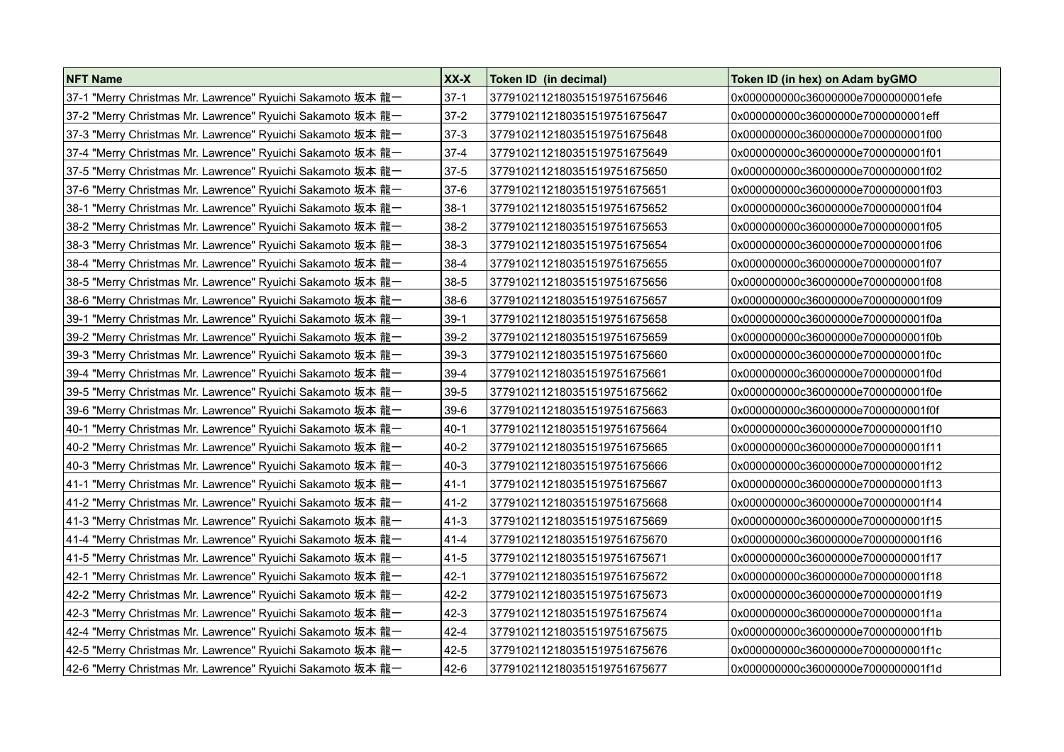| NFT Name | XX-X | Token ID (in decimal) | Token ID (in hex) on Adam byGMO |
|---|---|---|---|
| 37-1 "Merry Christmas Mr. Lawrence" Ryuichi Sakamoto 坂本 龍一 | 37-1 | 3779102112180351519751675646 | 0x000000000c36000000e7000000001efe |
| 37-2 "Merry Christmas Mr. Lawrence" Ryuichi Sakamoto 坂本 龍一 | 37-2 | 3779102112180351519751675647 | 0x000000000c36000000e7000000001eff |
| 37-3 "Merry Christmas Mr. Lawrence" Ryuichi Sakamoto 坂本 龍一 | 37-3 | 3779102112180351519751675648 | 0x000000000c36000000e7000000001f00 |
| 37-4 "Merry Christmas Mr. Lawrence" Ryuichi Sakamoto 坂本 龍一 | 37-4 | 3779102112180351519751675649 | 0x000000000c36000000e7000000001f01 |
| 37-5 "Merry Christmas Mr. Lawrence" Ryuichi Sakamoto 坂本 龍一 | 37-5 | 3779102112180351519751675650 | 0x000000000c36000000e7000000001f02 |
| 37-6 "Merry Christmas Mr. Lawrence" Ryuichi Sakamoto 坂本 龍一 | 37-6 | 3779102112180351519751675651 | 0x000000000c36000000e7000000001f03 |
| 38-1 "Merry Christmas Mr. Lawrence" Ryuichi Sakamoto 坂本 龍一 | 38-1 | 3779102112180351519751675652 | 0x000000000c36000000e7000000001f04 |
| 38-2 "Merry Christmas Mr. Lawrence" Ryuichi Sakamoto 坂本 龍一 | 38-2 | 3779102112180351519751675653 | 0x000000000c36000000e7000000001f05 |
| 38-3 "Merry Christmas Mr. Lawrence" Ryuichi Sakamoto 坂本 龍一 | 38-3 | 3779102112180351519751675654 | 0x000000000c36000000e7000000001f06 |
| 38-4 "Merry Christmas Mr. Lawrence" Ryuichi Sakamoto 坂本 龍一 | 38-4 | 3779102112180351519751675655 | 0x000000000c36000000e7000000001f07 |
| 38-5 "Merry Christmas Mr. Lawrence" Ryuichi Sakamoto 坂本 龍一 | 38-5 | 3779102112180351519751675656 | 0x000000000c36000000e7000000001f08 |
| 38-6 "Merry Christmas Mr. Lawrence" Ryuichi Sakamoto 坂本 龍一 | 38-6 | 3779102112180351519751675657 | 0x000000000c36000000e7000000001f09 |
| 39-1 "Merry Christmas Mr. Lawrence" Ryuichi Sakamoto 坂本 龍一 | 39-1 | 3779102112180351519751675658 | 0x000000000c36000000e7000000001f0a |
| 39-2 "Merry Christmas Mr. Lawrence" Ryuichi Sakamoto 坂本 龍一 | 39-2 | 3779102112180351519751675659 | 0x000000000c36000000e7000000001f0b |
| 39-3 "Merry Christmas Mr. Lawrence" Ryuichi Sakamoto 坂本 龍一 | 39-3 | 3779102112180351519751675660 | 0x000000000c36000000e7000000001f0c |
| 39-4 "Merry Christmas Mr. Lawrence" Ryuichi Sakamoto 坂本 龍一 | 39-4 | 3779102112180351519751675661 | 0x000000000c36000000e7000000001f0d |
| 39-5 "Merry Christmas Mr. Lawrence" Ryuichi Sakamoto 坂本 龍一 | 39-5 | 3779102112180351519751675662 | 0x000000000c36000000e7000000001f0e |
| 39-6 "Merry Christmas Mr. Lawrence" Ryuichi Sakamoto 坂本 龍一 | 39-6 | 3779102112180351519751675663 | 0x000000000c36000000e7000000001f0f |
| 40-1 "Merry Christmas Mr. Lawrence" Ryuichi Sakamoto 坂本 龍一 | 40-1 | 3779102112180351519751675664 | 0x000000000c36000000e7000000001f10 |
| 40-2 "Merry Christmas Mr. Lawrence" Ryuichi Sakamoto 坂本 龍一 | 40-2 | 3779102112180351519751675665 | 0x000000000c36000000e7000000001f11 |
| 40-3 "Merry Christmas Mr. Lawrence" Ryuichi Sakamoto 坂本 龍一 | 40-3 | 3779102112180351519751675666 | 0x000000000c36000000e7000000001f12 |
| 41-1 "Merry Christmas Mr. Lawrence" Ryuichi Sakamoto 坂本 龍一 | 41-1 | 3779102112180351519751675667 | 0x000000000c36000000e7000000001f13 |
| 41-2 "Merry Christmas Mr. Lawrence" Ryuichi Sakamoto 坂本 龍一 | 41-2 | 3779102112180351519751675668 | 0x000000000c36000000e7000000001f14 |
| 41-3 "Merry Christmas Mr. Lawrence" Ryuichi Sakamoto 坂本 龍一 | 41-3 | 3779102112180351519751675669 | 0x000000000c36000000e7000000001f15 |
| 41-4 "Merry Christmas Mr. Lawrence" Ryuichi Sakamoto 坂本 龍一 | 41-4 | 3779102112180351519751675670 | 0x000000000c36000000e7000000001f16 |
| 41-5 "Merry Christmas Mr. Lawrence" Ryuichi Sakamoto 坂本 龍一 | 41-5 | 3779102112180351519751675671 | 0x000000000c36000000e7000000001f17 |
| 42-1 "Merry Christmas Mr. Lawrence" Ryuichi Sakamoto 坂本 龍一 | 42-1 | 3779102112180351519751675672 | 0x000000000c36000000e7000000001f18 |
| 42-2 "Merry Christmas Mr. Lawrence" Ryuichi Sakamoto 坂本 龍一 | 42-2 | 3779102112180351519751675673 | 0x000000000c36000000e7000000001f19 |
| 42-3 "Merry Christmas Mr. Lawrence" Ryuichi Sakamoto 坂本 龍一 | 42-3 | 3779102112180351519751675674 | 0x000000000c36000000e7000000001f1a |
| 42-4 "Merry Christmas Mr. Lawrence" Ryuichi Sakamoto 坂本 龍一 | 42-4 | 3779102112180351519751675675 | 0x000000000c36000000e7000000001f1b |
| 42-5 "Merry Christmas Mr. Lawrence" Ryuichi Sakamoto 坂本 龍一 | 42-5 | 3779102112180351519751675676 | 0x000000000c36000000e7000000001f1c |
| 42-6 "Merry Christmas Mr. Lawrence" Ryuichi Sakamoto 坂本 龍一 | 42-6 | 3779102112180351519751675677 | 0x000000000c36000000e7000000001f1d |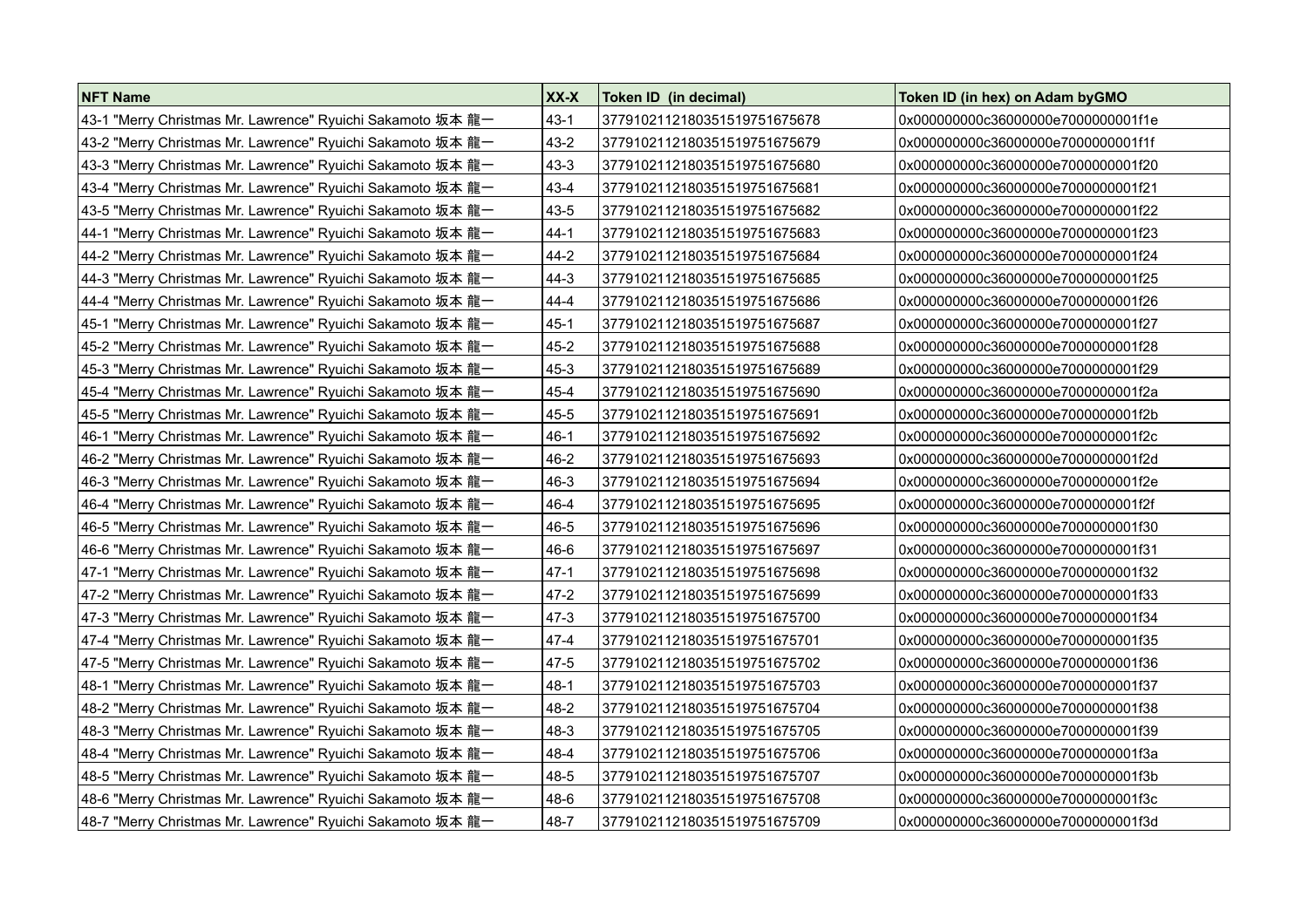| NFT Name | XX-X | Token ID (in decimal) | Token ID (in hex) on Adam byGMO |
|---|---|---|---|
| 43-1 "Merry Christmas Mr. Lawrence" Ryuichi Sakamoto 坂本 龍一 | 43-1 | 37791021121803515197516756​78 | 0x000000000c36000000e7000000001f1e |
| 43-2 "Merry Christmas Mr. Lawrence" Ryuichi Sakamoto 坂本 龍一 | 43-2 | 3779102112180351519751675679 | 0x000000000c36000000e7000000001f1f |
| 43-3 "Merry Christmas Mr. Lawrence" Ryuichi Sakamoto 坂本 龍一 | 43-3 | 3779102112180351519751675680 | 0x000000000c36000000e7000000001f20 |
| 43-4 "Merry Christmas Mr. Lawrence" Ryuichi Sakamoto 坂本 龍一 | 43-4 | 3779102112180351519751675681 | 0x000000000c36000000e7000000001f21 |
| 43-5 "Merry Christmas Mr. Lawrence" Ryuichi Sakamoto 坂本 龍一 | 43-5 | 3779102112180351519751675682 | 0x000000000c36000000e7000000001f22 |
| 44-1 "Merry Christmas Mr. Lawrence" Ryuichi Sakamoto 坂本 龍一 | 44-1 | 3779102112180351519751675683 | 0x000000000c36000000e7000000001f23 |
| 44-2 "Merry Christmas Mr. Lawrence" Ryuichi Sakamoto 坂本 龍一 | 44-2 | 3779102112180351519751675684 | 0x000000000c36000000e7000000001f24 |
| 44-3 "Merry Christmas Mr. Lawrence" Ryuichi Sakamoto 坂本 龍一 | 44-3 | 3779102112180351519751675685 | 0x000000000c36000000e7000000001f25 |
| 44-4 "Merry Christmas Mr. Lawrence" Ryuichi Sakamoto 坂本 龍一 | 44-4 | 3779102112180351519751675686 | 0x000000000c36000000e7000000001f26 |
| 45-1 "Merry Christmas Mr. Lawrence" Ryuichi Sakamoto 坂本 龍一 | 45-1 | 3779102112180351519751675687 | 0x000000000c36000000e7000000001f27 |
| 45-2 "Merry Christmas Mr. Lawrence" Ryuichi Sakamoto 坂本 龍一 | 45-2 | 3779102112180351519751675688 | 0x000000000c36000000e7000000001f28 |
| 45-3 "Merry Christmas Mr. Lawrence" Ryuichi Sakamoto 坂本 龍一 | 45-3 | 3779102112180351519751675689 | 0x000000000c36000000e7000000001f29 |
| 45-4 "Merry Christmas Mr. Lawrence" Ryuichi Sakamoto 坂本 龍一 | 45-4 | 3779102112180351519751675690 | 0x000000000c36000000e7000000001f2a |
| 45-5 "Merry Christmas Mr. Lawrence" Ryuichi Sakamoto 坂本 龍一 | 45-5 | 3779102112180351519751675691 | 0x000000000c36000000e7000000001f2b |
| 46-1 "Merry Christmas Mr. Lawrence" Ryuichi Sakamoto 坂本 龍一 | 46-1 | 3779102112180351519751675692 | 0x000000000c36000000e7000000001f2c |
| 46-2 "Merry Christmas Mr. Lawrence" Ryuichi Sakamoto 坂本 龍一 | 46-2 | 3779102112180351519751675693 | 0x000000000c36000000e7000000001f2d |
| 46-3 "Merry Christmas Mr. Lawrence" Ryuichi Sakamoto 坂本 龍一 | 46-3 | 3779102112180351519751675694 | 0x000000000c36000000e7000000001f2e |
| 46-4 "Merry Christmas Mr. Lawrence" Ryuichi Sakamoto 坂本 龍一 | 46-4 | 3779102112180351519751675695 | 0x000000000c36000000e7000000001f2f |
| 46-5 "Merry Christmas Mr. Lawrence" Ryuichi Sakamoto 坂本 龍一 | 46-5 | 3779102112180351519751675696 | 0x000000000c36000000e7000000001f30 |
| 46-6 "Merry Christmas Mr. Lawrence" Ryuichi Sakamoto 坂本 龍一 | 46-6 | 3779102112180351519751675697 | 0x000000000c36000000e7000000001f31 |
| 47-1 "Merry Christmas Mr. Lawrence" Ryuichi Sakamoto 坂本 龍一 | 47-1 | 3779102112180351519751675698 | 0x000000000c36000000e7000000001f32 |
| 47-2 "Merry Christmas Mr. Lawrence" Ryuichi Sakamoto 坂本 龍一 | 47-2 | 3779102112180351519751675699 | 0x000000000c36000000e7000000001f33 |
| 47-3 "Merry Christmas Mr. Lawrence" Ryuichi Sakamoto 坂本 龍一 | 47-3 | 3779102112180351519751675700 | 0x000000000c36000000e7000000001f34 |
| 47-4 "Merry Christmas Mr. Lawrence" Ryuichi Sakamoto 坂本 龍一 | 47-4 | 3779102112180351519751675701 | 0x000000000c36000000e7000000001f35 |
| 47-5 "Merry Christmas Mr. Lawrence" Ryuichi Sakamoto 坂本 龍一 | 47-5 | 3779102112180351519751675702 | 0x000000000c36000000e7000000001f36 |
| 48-1 "Merry Christmas Mr. Lawrence" Ryuichi Sakamoto 坂本 龍一 | 48-1 | 3779102112180351519751675703 | 0x000000000c36000000e7000000001f37 |
| 48-2 "Merry Christmas Mr. Lawrence" Ryuichi Sakamoto 坂本 龍一 | 48-2 | 3779102112180351519751675704 | 0x000000000c36000000e7000000001f38 |
| 48-3 "Merry Christmas Mr. Lawrence" Ryuichi Sakamoto 坂本 龍一 | 48-3 | 3779102112180351519751675705 | 0x000000000c36000000e7000000001f39 |
| 48-4 "Merry Christmas Mr. Lawrence" Ryuichi Sakamoto 坂本 龍一 | 48-4 | 3779102112180351519751675706 | 0x000000000c36000000e7000000001f3a |
| 48-5 "Merry Christmas Mr. Lawrence" Ryuichi Sakamoto 坂本 龍一 | 48-5 | 3779102112180351519751675707 | 0x000000000c36000000e7000000001f3b |
| 48-6 "Merry Christmas Mr. Lawrence" Ryuichi Sakamoto 坂本 龍一 | 48-6 | 3779102112180351519751675708 | 0x000000000c36000000e7000000001f3c |
| 48-7 "Merry Christmas Mr. Lawrence" Ryuichi Sakamoto 坂本 龍一 | 48-7 | 3779102112180351519751675709 | 0x000000000c36000000e7000000001f3d |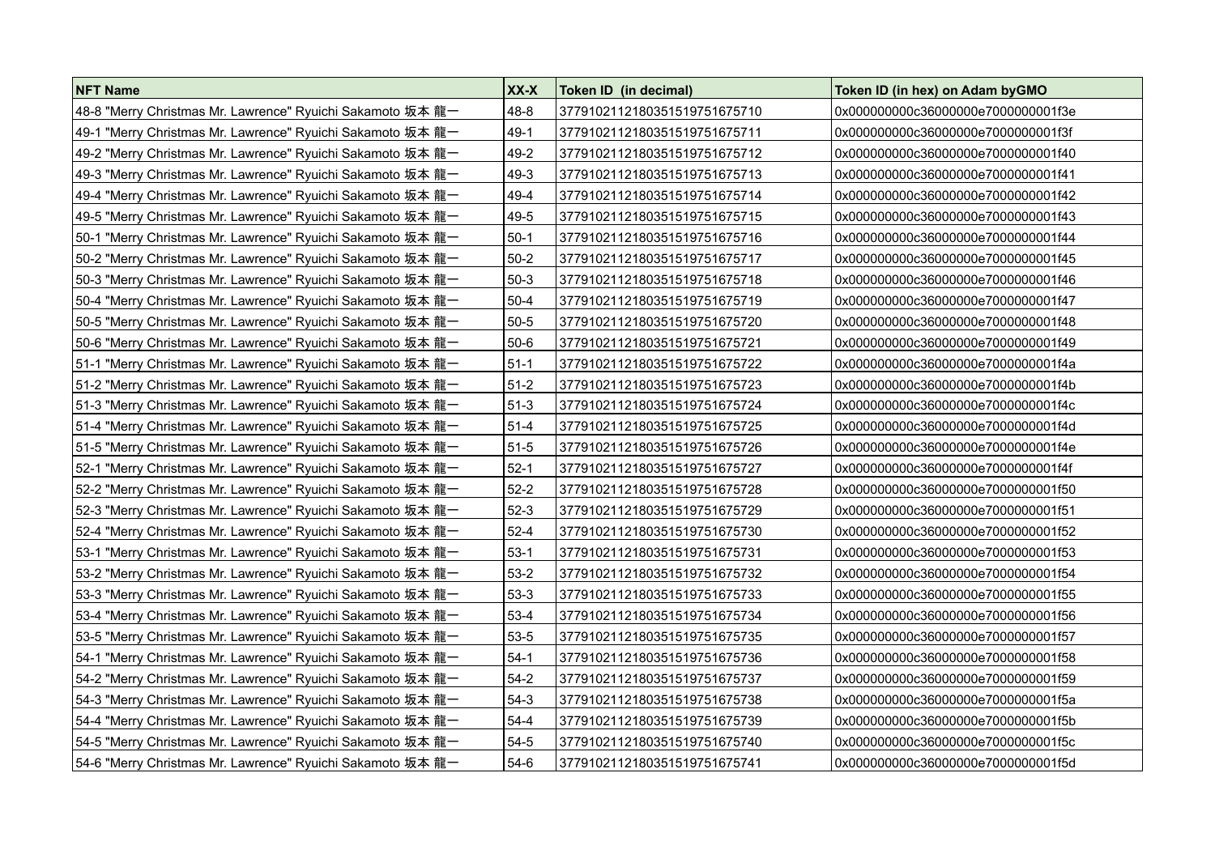| NFT Name | XX-X | Token ID (in decimal) | Token ID (in hex) on Adam byGMO |
|---|---|---|---|
| 48-8 "Merry Christmas Mr. Lawrence" Ryuichi Sakamoto 坂本 龍一 | 48-8 | 377910211218035151975167571​0 | 0x000000000c36000000e7000000001f3e |
| 49-1 "Merry Christmas Mr. Lawrence" Ryuichi Sakamoto 坂本 龍一 | 49-1 | 3779102112180351519751675711 | 0x000000000c36000000e7000000001f3f |
| 49-2 "Merry Christmas Mr. Lawrence" Ryuichi Sakamoto 坂本 龍一 | 49-2 | 3779102112180351519751675712 | 0x000000000c36000000e7000000001f40 |
| 49-3 "Merry Christmas Mr. Lawrence" Ryuichi Sakamoto 坂本 龍一 | 49-3 | 3779102112180351519751675713 | 0x000000000c36000000e7000000001f41 |
| 49-4 "Merry Christmas Mr. Lawrence" Ryuichi Sakamoto 坂本 龍一 | 49-4 | 3779102112180351519751675714 | 0x000000000c36000000e7000000001f42 |
| 49-5 "Merry Christmas Mr. Lawrence" Ryuichi Sakamoto 坂本 龍一 | 49-5 | 3779102112180351519751675715 | 0x000000000c36000000e7000000001f43 |
| 50-1 "Merry Christmas Mr. Lawrence" Ryuichi Sakamoto 坂本 龍一 | 50-1 | 3779102112180351519751675716 | 0x000000000c36000000e7000000001f44 |
| 50-2 "Merry Christmas Mr. Lawrence" Ryuichi Sakamoto 坂本 龍一 | 50-2 | 3779102112180351519751675717 | 0x000000000c36000000e7000000001f45 |
| 50-3 "Merry Christmas Mr. Lawrence" Ryuichi Sakamoto 坂本 龍一 | 50-3 | 3779102112180351519751675718 | 0x000000000c36000000e7000000001f46 |
| 50-4 "Merry Christmas Mr. Lawrence" Ryuichi Sakamoto 坂本 龍一 | 50-4 | 3779102112180351519751675719 | 0x000000000c36000000e7000000001f47 |
| 50-5 "Merry Christmas Mr. Lawrence" Ryuichi Sakamoto 坂本 龍一 | 50-5 | 3779102112180351519751675720 | 0x000000000c36000000e7000000001f48 |
| 50-6 "Merry Christmas Mr. Lawrence" Ryuichi Sakamoto 坂本 龍一 | 50-6 | 3779102112180351519751675721 | 0x000000000c36000000e7000000001f49 |
| 51-1 "Merry Christmas Mr. Lawrence" Ryuichi Sakamoto 坂本 龍一 | 51-1 | 3779102112180351519751675722 | 0x000000000c36000000e7000000001f4a |
| 51-2 "Merry Christmas Mr. Lawrence" Ryuichi Sakamoto 坂本 龍一 | 51-2 | 3779102112180351519751675723 | 0x000000000c36000000e7000000001f4b |
| 51-3 "Merry Christmas Mr. Lawrence" Ryuichi Sakamoto 坂本 龍一 | 51-3 | 3779102112180351519751675724 | 0x000000000c36000000e7000000001f4c |
| 51-4 "Merry Christmas Mr. Lawrence" Ryuichi Sakamoto 坂本 龍一 | 51-4 | 3779102112180351519751675725 | 0x000000000c36000000e7000000001f4d |
| 51-5 "Merry Christmas Mr. Lawrence" Ryuichi Sakamoto 坂本 龍一 | 51-5 | 3779102112180351519751675726 | 0x000000000c36000000e7000000001f4e |
| 52-1 "Merry Christmas Mr. Lawrence" Ryuichi Sakamoto 坂本 龍一 | 52-1 | 3779102112180351519751675727 | 0x000000000c36000000e7000000001f4f |
| 52-2 "Merry Christmas Mr. Lawrence" Ryuichi Sakamoto 坂本 龍一 | 52-2 | 3779102112180351519751675728 | 0x000000000c36000000e7000000001f50 |
| 52-3 "Merry Christmas Mr. Lawrence" Ryuichi Sakamoto 坂本 龍一 | 52-3 | 3779102112180351519751675729 | 0x000000000c36000000e7000000001f51 |
| 52-4 "Merry Christmas Mr. Lawrence" Ryuichi Sakamoto 坂本 龍一 | 52-4 | 3779102112180351519751675730 | 0x000000000c36000000e7000000001f52 |
| 53-1 "Merry Christmas Mr. Lawrence" Ryuichi Sakamoto 坂本 龍一 | 53-1 | 3779102112180351519751675731 | 0x000000000c36000000e7000000001f53 |
| 53-2 "Merry Christmas Mr. Lawrence" Ryuichi Sakamoto 坂本 龍一 | 53-2 | 3779102112180351519751675732 | 0x000000000c36000000e7000000001f54 |
| 53-3 "Merry Christmas Mr. Lawrence" Ryuichi Sakamoto 坂本 龍一 | 53-3 | 3779102112180351519751675733 | 0x000000000c36000000e7000000001f55 |
| 53-4 "Merry Christmas Mr. Lawrence" Ryuichi Sakamoto 坂本 龍一 | 53-4 | 3779102112180351519751675734 | 0x000000000c36000000e7000000001f56 |
| 53-5 "Merry Christmas Mr. Lawrence" Ryuichi Sakamoto 坂本 龍一 | 53-5 | 3779102112180351519751675735 | 0x000000000c36000000e7000000001f57 |
| 54-1 "Merry Christmas Mr. Lawrence" Ryuichi Sakamoto 坂本 龍一 | 54-1 | 3779102112180351519751675736 | 0x000000000c36000000e7000000001f58 |
| 54-2 "Merry Christmas Mr. Lawrence" Ryuichi Sakamoto 坂本 龍一 | 54-2 | 3779102112180351519751675737 | 0x000000000c36000000e7000000001f59 |
| 54-3 "Merry Christmas Mr. Lawrence" Ryuichi Sakamoto 坂本 龍一 | 54-3 | 3779102112180351519751675738 | 0x000000000c36000000e7000000001f5a |
| 54-4 "Merry Christmas Mr. Lawrence" Ryuichi Sakamoto 坂本 龍一 | 54-4 | 3779102112180351519751675739 | 0x000000000c36000000e7000000001f5b |
| 54-5 "Merry Christmas Mr. Lawrence" Ryuichi Sakamoto 坂本 龍一 | 54-5 | 3779102112180351519751675740 | 0x000000000c36000000e7000000001f5c |
| 54-6 "Merry Christmas Mr. Lawrence" Ryuichi Sakamoto 坂本 龍一 | 54-6 | 3779102112180351519751675741 | 0x000000000c36000000e7000000001f5d |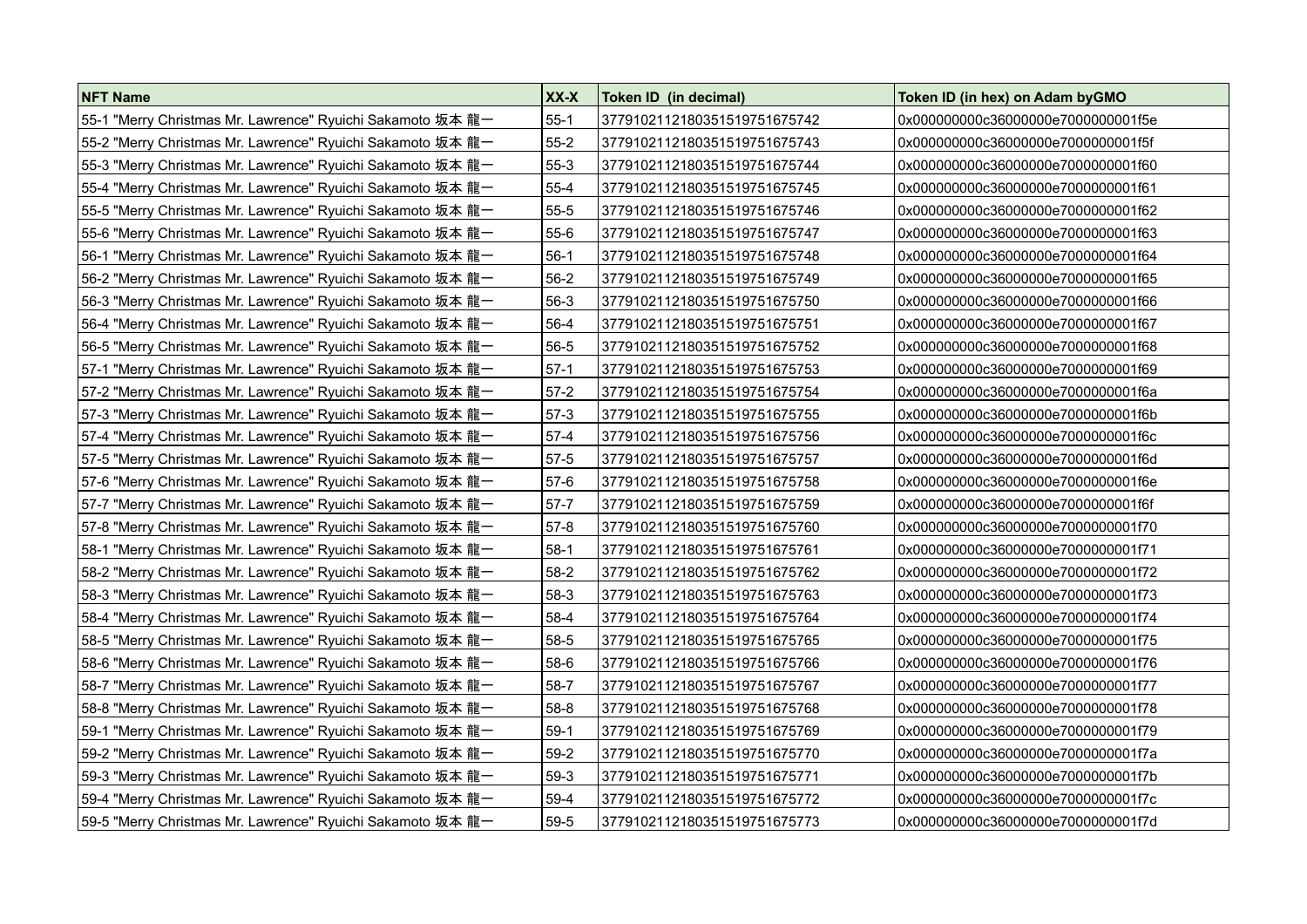| NFT Name | XX-X | Token ID (in decimal) | Token ID (in hex) on Adam byGMO |
| --- | --- | --- | --- |
| 55-1 "Merry Christmas Mr. Lawrence" Ryuichi Sakamoto 坂本 龍一 | 55-1 | 3779102112180351519751675742 | 0x000000000c36000000e7000000001f5e |
| 55-2 "Merry Christmas Mr. Lawrence" Ryuichi Sakamoto 坂本 龍一 | 55-2 | 3779102112180351519751675743 | 0x000000000c36000000e7000000001f5f |
| 55-3 "Merry Christmas Mr. Lawrence" Ryuichi Sakamoto 坂本 龍一 | 55-3 | 3779102112180351519751675744 | 0x000000000c36000000e7000000001f60 |
| 55-4 "Merry Christmas Mr. Lawrence" Ryuichi Sakamoto 坂本 龍一 | 55-4 | 3779102112180351519751675745 | 0x000000000c36000000e7000000001f61 |
| 55-5 "Merry Christmas Mr. Lawrence" Ryuichi Sakamoto 坂本 龍一 | 55-5 | 3779102112180351519751675746 | 0x000000000c36000000e7000000001f62 |
| 55-6 "Merry Christmas Mr. Lawrence" Ryuichi Sakamoto 坂本 龍一 | 55-6 | 3779102112180351519751675747 | 0x000000000c36000000e7000000001f63 |
| 56-1 "Merry Christmas Mr. Lawrence" Ryuichi Sakamoto 坂本 龍一 | 56-1 | 3779102112180351519751675748 | 0x000000000c36000000e7000000001f64 |
| 56-2 "Merry Christmas Mr. Lawrence" Ryuichi Sakamoto 坂本 龍一 | 56-2 | 3779102112180351519751675749 | 0x000000000c36000000e7000000001f65 |
| 56-3 "Merry Christmas Mr. Lawrence" Ryuichi Sakamoto 坂本 龍一 | 56-3 | 3779102112180351519751675750 | 0x000000000c36000000e7000000001f66 |
| 56-4 "Merry Christmas Mr. Lawrence" Ryuichi Sakamoto 坂本 龍一 | 56-4 | 3779102112180351519751675751 | 0x000000000c36000000e7000000001f67 |
| 56-5 "Merry Christmas Mr. Lawrence" Ryuichi Sakamoto 坂本 龍一 | 56-5 | 3779102112180351519751675752 | 0x000000000c36000000e7000000001f68 |
| 57-1 "Merry Christmas Mr. Lawrence" Ryuichi Sakamoto 坂本 龍一 | 57-1 | 3779102112180351519751675753 | 0x000000000c36000000e7000000001f69 |
| 57-2 "Merry Christmas Mr. Lawrence" Ryuichi Sakamoto 坂本 龍一 | 57-2 | 3779102112180351519751675754 | 0x000000000c36000000e7000000001f6a |
| 57-3 "Merry Christmas Mr. Lawrence" Ryuichi Sakamoto 坂本 龍一 | 57-3 | 3779102112180351519751675755 | 0x000000000c36000000e7000000001f6b |
| 57-4 "Merry Christmas Mr. Lawrence" Ryuichi Sakamoto 坂本 龍一 | 57-4 | 3779102112180351519751675756 | 0x000000000c36000000e7000000001f6c |
| 57-5 "Merry Christmas Mr. Lawrence" Ryuichi Sakamoto 坂本 龍一 | 57-5 | 3779102112180351519751675757 | 0x000000000c36000000e7000000001f6d |
| 57-6 "Merry Christmas Mr. Lawrence" Ryuichi Sakamoto 坂本 龍一 | 57-6 | 3779102112180351519751675758 | 0x000000000c36000000e7000000001f6e |
| 57-7 "Merry Christmas Mr. Lawrence" Ryuichi Sakamoto 坂本 龍一 | 57-7 | 3779102112180351519751675759 | 0x000000000c36000000e7000000001f6f |
| 57-8 "Merry Christmas Mr. Lawrence" Ryuichi Sakamoto 坂本 龍一 | 57-8 | 3779102112180351519751675760 | 0x000000000c36000000e7000000001f70 |
| 58-1 "Merry Christmas Mr. Lawrence" Ryuichi Sakamoto 坂本 龍一 | 58-1 | 3779102112180351519751675761 | 0x000000000c36000000e7000000001f71 |
| 58-2 "Merry Christmas Mr. Lawrence" Ryuichi Sakamoto 坂本 龍一 | 58-2 | 3779102112180351519751675762 | 0x000000000c36000000e7000000001f72 |
| 58-3 "Merry Christmas Mr. Lawrence" Ryuichi Sakamoto 坂本 龍一 | 58-3 | 3779102112180351519751675763 | 0x000000000c36000000e7000000001f73 |
| 58-4 "Merry Christmas Mr. Lawrence" Ryuichi Sakamoto 坂本 龍一 | 58-4 | 3779102112180351519751675764 | 0x000000000c36000000e7000000001f74 |
| 58-5 "Merry Christmas Mr. Lawrence" Ryuichi Sakamoto 坂本 龍一 | 58-5 | 3779102112180351519751675765 | 0x000000000c36000000e7000000001f75 |
| 58-6 "Merry Christmas Mr. Lawrence" Ryuichi Sakamoto 坂本 龍一 | 58-6 | 3779102112180351519751675766 | 0x000000000c36000000e7000000001f76 |
| 58-7 "Merry Christmas Mr. Lawrence" Ryuichi Sakamoto 坂本 龍一 | 58-7 | 3779102112180351519751675767 | 0x000000000c36000000e7000000001f77 |
| 58-8 "Merry Christmas Mr. Lawrence" Ryuichi Sakamoto 坂本 龍一 | 58-8 | 3779102112180351519751675768 | 0x000000000c36000000e7000000001f78 |
| 59-1 "Merry Christmas Mr. Lawrence" Ryuichi Sakamoto 坂本 龍一 | 59-1 | 3779102112180351519751675769 | 0x000000000c36000000e7000000001f79 |
| 59-2 "Merry Christmas Mr. Lawrence" Ryuichi Sakamoto 坂本 龍一 | 59-2 | 3779102112180351519751675770 | 0x000000000c36000000e7000000001f7a |
| 59-3 "Merry Christmas Mr. Lawrence" Ryuichi Sakamoto 坂本 龍一 | 59-3 | 3779102112180351519751675771 | 0x000000000c36000000e7000000001f7b |
| 59-4 "Merry Christmas Mr. Lawrence" Ryuichi Sakamoto 坂本 龍一 | 59-4 | 3779102112180351519751675772 | 0x000000000c36000000e7000000001f7c |
| 59-5 "Merry Christmas Mr. Lawrence" Ryuichi Sakamoto 坂本 龍一 | 59-5 | 3779102112180351519751675773 | 0x000000000c36000000e7000000001f7d |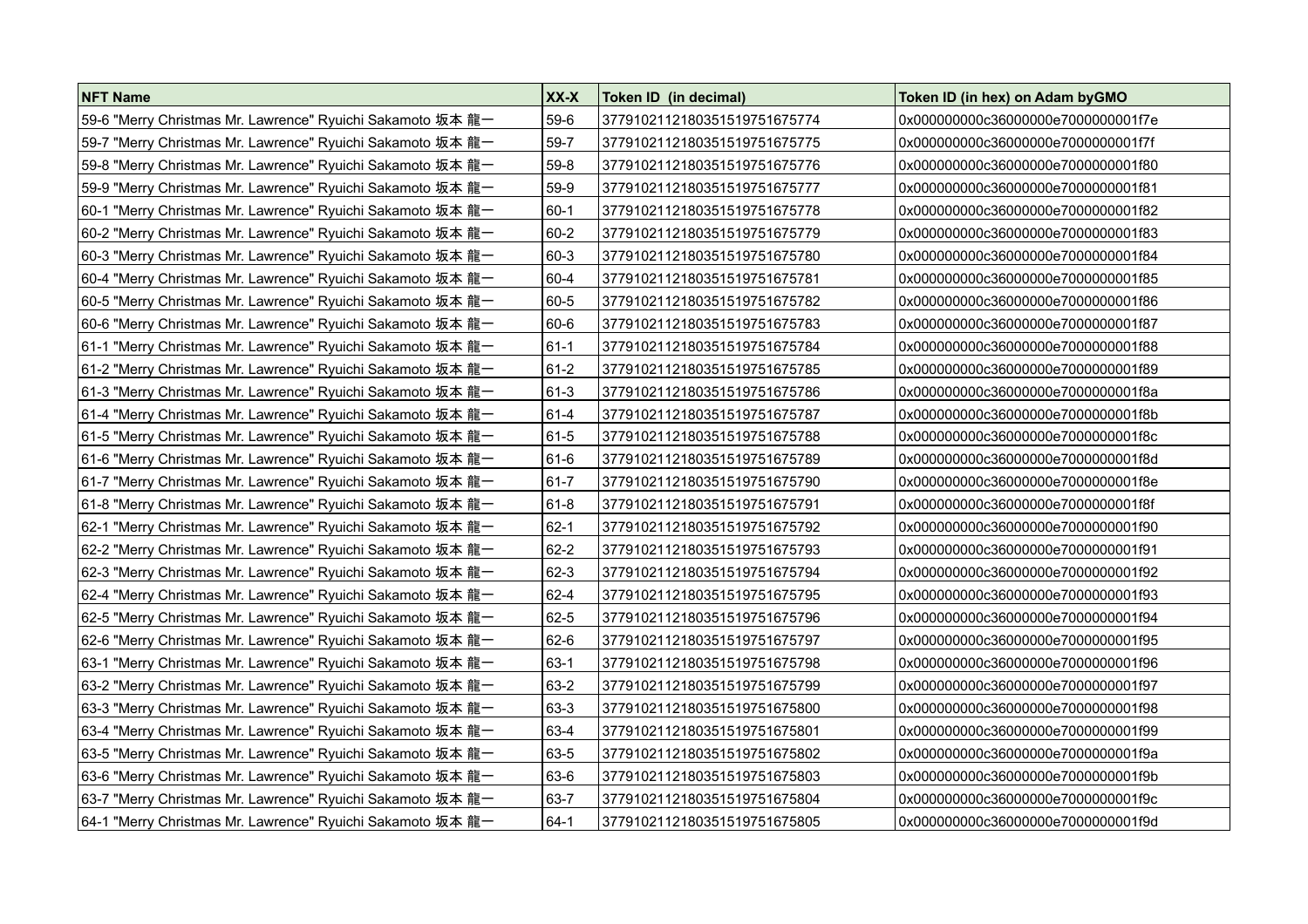| NFT Name | XX-X | Token ID (in decimal) | Token ID (in hex) on Adam byGMO |
|---|---|---|---|
| 59-6 "Merry Christmas Mr. Lawrence" Ryuichi Sakamoto 坂本 龍一 | 59-6 | 3779102112180351519751675774 | 0x000000000c36000000e7000000001f7e |
| 59-7 "Merry Christmas Mr. Lawrence" Ryuichi Sakamoto 坂本 龍一 | 59-7 | 3779102112180351519751675775 | 0x000000000c36000000e7000000001f7f |
| 59-8 "Merry Christmas Mr. Lawrence" Ryuichi Sakamoto 坂本 龍一 | 59-8 | 3779102112180351519751675776 | 0x000000000c36000000e7000000001f80 |
| 59-9 "Merry Christmas Mr. Lawrence" Ryuichi Sakamoto 坂本 龍一 | 59-9 | 3779102112180351519751675777 | 0x000000000c36000000e7000000001f81 |
| 60-1 "Merry Christmas Mr. Lawrence" Ryuichi Sakamoto 坂本 龍一 | 60-1 | 3779102112180351519751675778 | 0x000000000c36000000e7000000001f82 |
| 60-2 "Merry Christmas Mr. Lawrence" Ryuichi Sakamoto 坂本 龍一 | 60-2 | 3779102112180351519751675779 | 0x000000000c36000000e7000000001f83 |
| 60-3 "Merry Christmas Mr. Lawrence" Ryuichi Sakamoto 坂本 龍一 | 60-3 | 3779102112180351519751675780 | 0x000000000c36000000e7000000001f84 |
| 60-4 "Merry Christmas Mr. Lawrence" Ryuichi Sakamoto 坂本 龍一 | 60-4 | 3779102112180351519751675781 | 0x000000000c36000000e7000000001f85 |
| 60-5 "Merry Christmas Mr. Lawrence" Ryuichi Sakamoto 坂本 龍一 | 60-5 | 3779102112180351519751675782 | 0x000000000c36000000e7000000001f86 |
| 60-6 "Merry Christmas Mr. Lawrence" Ryuichi Sakamoto 坂本 龍一 | 60-6 | 3779102112180351519751675783 | 0x000000000c36000000e7000000001f87 |
| 61-1 "Merry Christmas Mr. Lawrence" Ryuichi Sakamoto 坂本 龍一 | 61-1 | 3779102112180351519751675784 | 0x000000000c36000000e7000000001f88 |
| 61-2 "Merry Christmas Mr. Lawrence" Ryuichi Sakamoto 坂本 龍一 | 61-2 | 3779102112180351519751675785 | 0x000000000c36000000e7000000001f89 |
| 61-3 "Merry Christmas Mr. Lawrence" Ryuichi Sakamoto 坂本 龍一 | 61-3 | 3779102112180351519751675786 | 0x000000000c36000000e7000000001f8a |
| 61-4 "Merry Christmas Mr. Lawrence" Ryuichi Sakamoto 坂本 龍一 | 61-4 | 3779102112180351519751675787 | 0x000000000c36000000e7000000001f8b |
| 61-5 "Merry Christmas Mr. Lawrence" Ryuichi Sakamoto 坂本 龍一 | 61-5 | 3779102112180351519751675788 | 0x000000000c36000000e7000000001f8c |
| 61-6 "Merry Christmas Mr. Lawrence" Ryuichi Sakamoto 坂本 龍一 | 61-6 | 3779102112180351519751675789 | 0x000000000c36000000e7000000001f8d |
| 61-7 "Merry Christmas Mr. Lawrence" Ryuichi Sakamoto 坂本 龍一 | 61-7 | 3779102112180351519751675790 | 0x000000000c36000000e7000000001f8e |
| 61-8 "Merry Christmas Mr. Lawrence" Ryuichi Sakamoto 坂本 龍一 | 61-8 | 3779102112180351519751675791 | 0x000000000c36000000e7000000001f8f |
| 62-1 "Merry Christmas Mr. Lawrence" Ryuichi Sakamoto 坂本 龍一 | 62-1 | 3779102112180351519751675792 | 0x000000000c36000000e7000000001f90 |
| 62-2 "Merry Christmas Mr. Lawrence" Ryuichi Sakamoto 坂本 龍一 | 62-2 | 3779102112180351519751675793 | 0x000000000c36000000e7000000001f91 |
| 62-3 "Merry Christmas Mr. Lawrence" Ryuichi Sakamoto 坂本 龍一 | 62-3 | 3779102112180351519751675794 | 0x000000000c36000000e7000000001f92 |
| 62-4 "Merry Christmas Mr. Lawrence" Ryuichi Sakamoto 坂本 龍一 | 62-4 | 3779102112180351519751675795 | 0x000000000c36000000e7000000001f93 |
| 62-5 "Merry Christmas Mr. Lawrence" Ryuichi Sakamoto 坂本 龍一 | 62-5 | 3779102112180351519751675796 | 0x000000000c36000000e7000000001f94 |
| 62-6 "Merry Christmas Mr. Lawrence" Ryuichi Sakamoto 坂本 龍一 | 62-6 | 3779102112180351519751675797 | 0x000000000c36000000e7000000001f95 |
| 63-1 "Merry Christmas Mr. Lawrence" Ryuichi Sakamoto 坂本 龍一 | 63-1 | 3779102112180351519751675798 | 0x000000000c36000000e7000000001f96 |
| 63-2 "Merry Christmas Mr. Lawrence" Ryuichi Sakamoto 坂本 龍一 | 63-2 | 3779102112180351519751675799 | 0x000000000c36000000e7000000001f97 |
| 63-3 "Merry Christmas Mr. Lawrence" Ryuichi Sakamoto 坂本 龍一 | 63-3 | 3779102112180351519751675800 | 0x000000000c36000000e7000000001f98 |
| 63-4 "Merry Christmas Mr. Lawrence" Ryuichi Sakamoto 坂本 龍一 | 63-4 | 3779102112180351519751675801 | 0x000000000c36000000e7000000001f99 |
| 63-5 "Merry Christmas Mr. Lawrence" Ryuichi Sakamoto 坂本 龍一 | 63-5 | 3779102112180351519751675802 | 0x000000000c36000000e7000000001f9a |
| 63-6 "Merry Christmas Mr. Lawrence" Ryuichi Sakamoto 坂本 龍一 | 63-6 | 3779102112180351519751675803 | 0x000000000c36000000e7000000001f9b |
| 63-7 "Merry Christmas Mr. Lawrence" Ryuichi Sakamoto 坂本 龍一 | 63-7 | 3779102112180351519751675804 | 0x000000000c36000000e7000000001f9c |
| 64-1 "Merry Christmas Mr. Lawrence" Ryuichi Sakamoto 坂本 龍一 | 64-1 | 3779102112180351519751675805 | 0x000000000c36000000e7000000001f9d |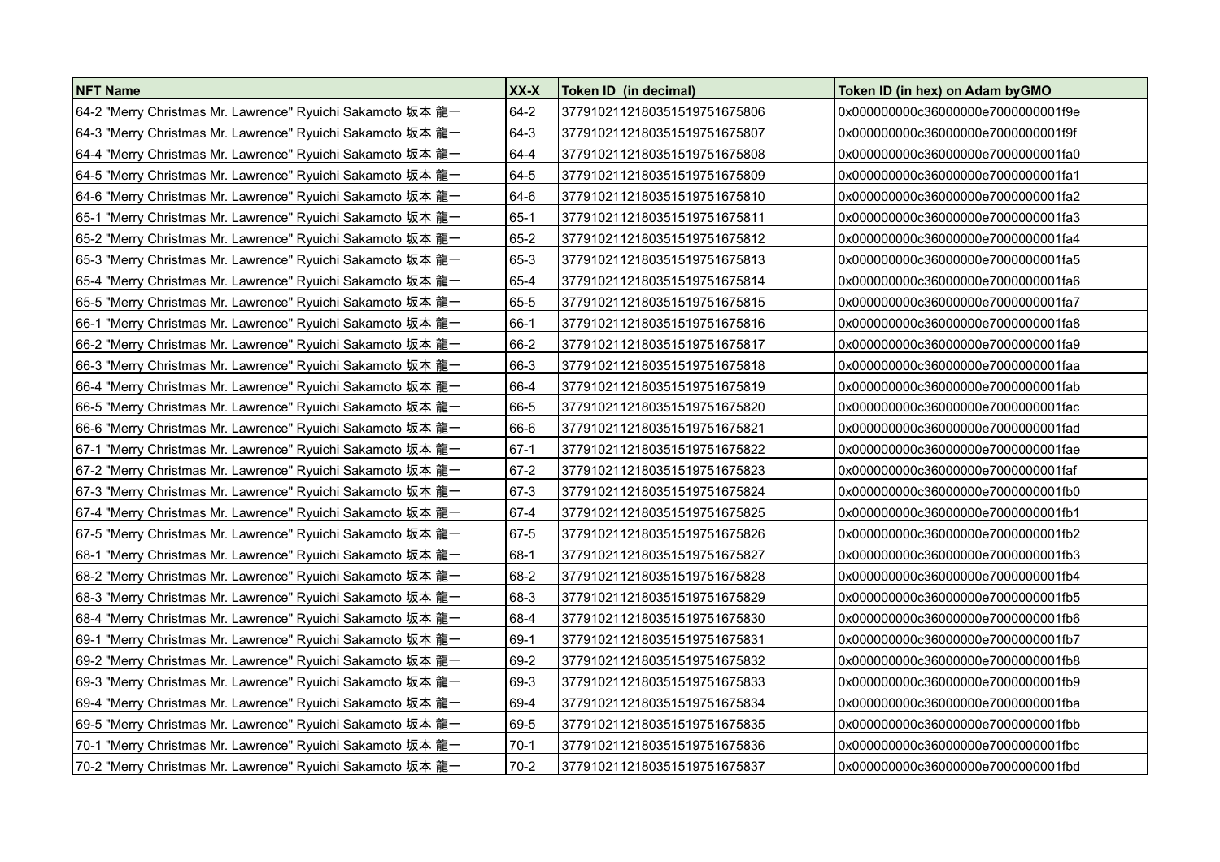| NFT Name | XX-X | Token ID (in decimal) | Token ID (in hex) on Adam byGMO |
|---|---|---|---|
| 64-2 "Merry Christmas Mr. Lawrence" Ryuichi Sakamoto 坂本 龍一 | 64-2 | 3779102112180351519751675806 | 0x000000000c36000000e7000000001f9e |
| 64-3 "Merry Christmas Mr. Lawrence" Ryuichi Sakamoto 坂本 龍一 | 64-3 | 3779102112180351519751675807 | 0x000000000c36000000e7000000001f9f |
| 64-4 "Merry Christmas Mr. Lawrence" Ryuichi Sakamoto 坂本 龍一 | 64-4 | 3779102112180351519751675808 | 0x000000000c36000000e7000000001fa0 |
| 64-5 "Merry Christmas Mr. Lawrence" Ryuichi Sakamoto 坂本 龍一 | 64-5 | 3779102112180351519751675809 | 0x000000000c36000000e7000000001fa1 |
| 64-6 "Merry Christmas Mr. Lawrence" Ryuichi Sakamoto 坂本 龍一 | 64-6 | 3779102112180351519751675810 | 0x000000000c36000000e7000000001fa2 |
| 65-1 "Merry Christmas Mr. Lawrence" Ryuichi Sakamoto 坂本 龍一 | 65-1 | 3779102112180351519751675811 | 0x000000000c36000000e7000000001fa3 |
| 65-2 "Merry Christmas Mr. Lawrence" Ryuichi Sakamoto 坂本 龍一 | 65-2 | 3779102112180351519751675812 | 0x000000000c36000000e7000000001fa4 |
| 65-3 "Merry Christmas Mr. Lawrence" Ryuichi Sakamoto 坂本 龍一 | 65-3 | 3779102112180351519751675813 | 0x000000000c36000000e7000000001fa5 |
| 65-4 "Merry Christmas Mr. Lawrence" Ryuichi Sakamoto 坂本 龍一 | 65-4 | 3779102112180351519751675814 | 0x000000000c36000000e7000000001fa6 |
| 65-5 "Merry Christmas Mr. Lawrence" Ryuichi Sakamoto 坂本 龍一 | 65-5 | 3779102112180351519751675815 | 0x000000000c36000000e7000000001fa7 |
| 66-1 "Merry Christmas Mr. Lawrence" Ryuichi Sakamoto 坂本 龍一 | 66-1 | 3779102112180351519751675816 | 0x000000000c36000000e7000000001fa8 |
| 66-2 "Merry Christmas Mr. Lawrence" Ryuichi Sakamoto 坂本 龍一 | 66-2 | 3779102112180351519751675817 | 0x000000000c36000000e7000000001fa9 |
| 66-3 "Merry Christmas Mr. Lawrence" Ryuichi Sakamoto 坂本 龍一 | 66-3 | 3779102112180351519751675818 | 0x000000000c36000000e7000000001faa |
| 66-4 "Merry Christmas Mr. Lawrence" Ryuichi Sakamoto 坂本 龍一 | 66-4 | 3779102112180351519751675819 | 0x000000000c36000000e7000000001fab |
| 66-5 "Merry Christmas Mr. Lawrence" Ryuichi Sakamoto 坂本 龍一 | 66-5 | 3779102112180351519751675820 | 0x000000000c36000000e7000000001fac |
| 66-6 "Merry Christmas Mr. Lawrence" Ryuichi Sakamoto 坂本 龍一 | 66-6 | 3779102112180351519751675821 | 0x000000000c36000000e7000000001fad |
| 67-1 "Merry Christmas Mr. Lawrence" Ryuichi Sakamoto 坂本 龍一 | 67-1 | 3779102112180351519751675822 | 0x000000000c36000000e7000000001fae |
| 67-2 "Merry Christmas Mr. Lawrence" Ryuichi Sakamoto 坂本 龍一 | 67-2 | 3779102112180351519751675823 | 0x000000000c36000000e7000000001faf |
| 67-3 "Merry Christmas Mr. Lawrence" Ryuichi Sakamoto 坂本 龍一 | 67-3 | 3779102112180351519751675824 | 0x000000000c36000000e7000000001fb0 |
| 67-4 "Merry Christmas Mr. Lawrence" Ryuichi Sakamoto 坂本 龍一 | 67-4 | 3779102112180351519751675825 | 0x000000000c36000000e7000000001fb1 |
| 67-5 "Merry Christmas Mr. Lawrence" Ryuichi Sakamoto 坂本 龍一 | 67-5 | 3779102112180351519751675826 | 0x000000000c36000000e7000000001fb2 |
| 68-1 "Merry Christmas Mr. Lawrence" Ryuichi Sakamoto 坂本 龍一 | 68-1 | 3779102112180351519751675827 | 0x000000000c36000000e7000000001fb3 |
| 68-2 "Merry Christmas Mr. Lawrence" Ryuichi Sakamoto 坂本 龍一 | 68-2 | 3779102112180351519751675828 | 0x000000000c36000000e7000000001fb4 |
| 68-3 "Merry Christmas Mr. Lawrence" Ryuichi Sakamoto 坂本 龍一 | 68-3 | 3779102112180351519751675829 | 0x000000000c36000000e7000000001fb5 |
| 68-4 "Merry Christmas Mr. Lawrence" Ryuichi Sakamoto 坂本 龍一 | 68-4 | 3779102112180351519751675830 | 0x000000000c36000000e7000000001fb6 |
| 69-1 "Merry Christmas Mr. Lawrence" Ryuichi Sakamoto 坂本 龍一 | 69-1 | 3779102112180351519751675831 | 0x000000000c36000000e7000000001fb7 |
| 69-2 "Merry Christmas Mr. Lawrence" Ryuichi Sakamoto 坂本 龍一 | 69-2 | 3779102112180351519751675832 | 0x000000000c36000000e7000000001fb8 |
| 69-3 "Merry Christmas Mr. Lawrence" Ryuichi Sakamoto 坂本 龍一 | 69-3 | 3779102112180351519751675833 | 0x000000000c36000000e7000000001fb9 |
| 69-4 "Merry Christmas Mr. Lawrence" Ryuichi Sakamoto 坂本 龍一 | 69-4 | 3779102112180351519751675834 | 0x000000000c36000000e7000000001fba |
| 69-5 "Merry Christmas Mr. Lawrence" Ryuichi Sakamoto 坂本 龍一 | 69-5 | 3779102112180351519751675835 | 0x000000000c36000000e7000000001fbb |
| 70-1 "Merry Christmas Mr. Lawrence" Ryuichi Sakamoto 坂本 龍一 | 70-1 | 3779102112180351519751675836 | 0x000000000c36000000e7000000001fbc |
| 70-2 "Merry Christmas Mr. Lawrence" Ryuichi Sakamoto 坂本 龍一 | 70-2 | 3779102112180351519751675837 | 0x000000000c36000000e7000000001fbd |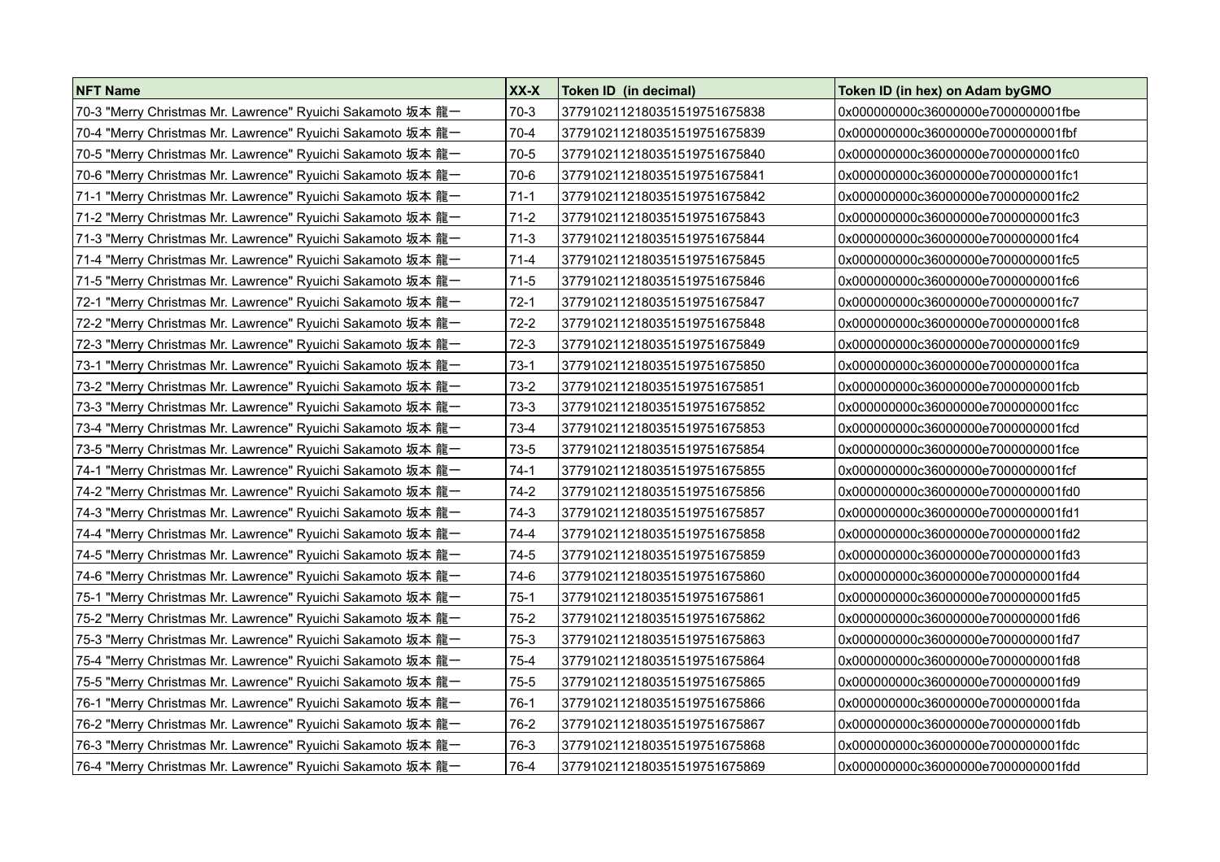| NFT Name | XX-X | Token ID (in decimal) | Token ID (in hex) on Adam byGMO |
| --- | --- | --- | --- |
| 70-3 "Merry Christmas Mr. Lawrence" Ryuichi Sakamoto 坂本 龍一 | 70-3 | 377910211218035151975167583​8 | 0x000000000c36000000e7000000001fbe |
| 70-4 "Merry Christmas Mr. Lawrence" Ryuichi Sakamoto 坂本 龍一 | 70-4 | 3779102112180351519751675839 | 0x000000000c36000000e7000000001fbf |
| 70-5 "Merry Christmas Mr. Lawrence" Ryuichi Sakamoto 坂本 龍一 | 70-5 | 3779102112180351519751675840 | 0x000000000c36000000e7000000001fc0 |
| 70-6 "Merry Christmas Mr. Lawrence" Ryuichi Sakamoto 坂本 龍一 | 70-6 | 3779102112180351519751675841 | 0x000000000c36000000e7000000001fc1 |
| 71-1 "Merry Christmas Mr. Lawrence" Ryuichi Sakamoto 坂本 龍一 | 71-1 | 3779102112180351519751675842 | 0x000000000c36000000e7000000001fc2 |
| 71-2 "Merry Christmas Mr. Lawrence" Ryuichi Sakamoto 坂本 龍一 | 71-2 | 3779102112180351519751675843 | 0x000000000c36000000e7000000001fc3 |
| 71-3 "Merry Christmas Mr. Lawrence" Ryuichi Sakamoto 坂本 龍一 | 71-3 | 3779102112180351519751675844 | 0x000000000c36000000e7000000001fc4 |
| 71-4 "Merry Christmas Mr. Lawrence" Ryuichi Sakamoto 坂本 龍一 | 71-4 | 3779102112180351519751675845 | 0x000000000c36000000e7000000001fc5 |
| 71-5 "Merry Christmas Mr. Lawrence" Ryuichi Sakamoto 坂本 龍一 | 71-5 | 3779102112180351519751675846 | 0x000000000c36000000e7000000001fc6 |
| 72-1 "Merry Christmas Mr. Lawrence" Ryuichi Sakamoto 坂本 龍一 | 72-1 | 3779102112180351519751675847 | 0x000000000c36000000e7000000001fc7 |
| 72-2 "Merry Christmas Mr. Lawrence" Ryuichi Sakamoto 坂本 龍一 | 72-2 | 3779102112180351519751675848 | 0x000000000c36000000e7000000001fc8 |
| 72-3 "Merry Christmas Mr. Lawrence" Ryuichi Sakamoto 坂本 龍一 | 72-3 | 3779102112180351519751675849 | 0x000000000c36000000e7000000001fc9 |
| 73-1 "Merry Christmas Mr. Lawrence" Ryuichi Sakamoto 坂本 龍一 | 73-1 | 3779102112180351519751675850 | 0x000000000c36000000e7000000001fca |
| 73-2 "Merry Christmas Mr. Lawrence" Ryuichi Sakamoto 坂本 龍一 | 73-2 | 3779102112180351519751675851 | 0x000000000c36000000e7000000001fcb |
| 73-3 "Merry Christmas Mr. Lawrence" Ryuichi Sakamoto 坂本 龍一 | 73-3 | 3779102112180351519751675852 | 0x000000000c36000000e7000000001fcc |
| 73-4 "Merry Christmas Mr. Lawrence" Ryuichi Sakamoto 坂本 龍一 | 73-4 | 3779102112180351519751675853 | 0x000000000c36000000e7000000001fcd |
| 73-5 "Merry Christmas Mr. Lawrence" Ryuichi Sakamoto 坂本 龍一 | 73-5 | 3779102112180351519751675854 | 0x000000000c36000000e7000000001fce |
| 74-1 "Merry Christmas Mr. Lawrence" Ryuichi Sakamoto 坂本 龍一 | 74-1 | 3779102112180351519751675855 | 0x000000000c36000000e7000000001fcf |
| 74-2 "Merry Christmas Mr. Lawrence" Ryuichi Sakamoto 坂本 龍一 | 74-2 | 3779102112180351519751675856 | 0x000000000c36000000e7000000001fd0 |
| 74-3 "Merry Christmas Mr. Lawrence" Ryuichi Sakamoto 坂本 龍一 | 74-3 | 3779102112180351519751675857 | 0x000000000c36000000e7000000001fd1 |
| 74-4 "Merry Christmas Mr. Lawrence" Ryuichi Sakamoto 坂本 龍一 | 74-4 | 3779102112180351519751675858 | 0x000000000c36000000e7000000001fd2 |
| 74-5 "Merry Christmas Mr. Lawrence" Ryuichi Sakamoto 坂本 龍一 | 74-5 | 3779102112180351519751675859 | 0x000000000c36000000e7000000001fd3 |
| 74-6 "Merry Christmas Mr. Lawrence" Ryuichi Sakamoto 坂本 龍一 | 74-6 | 3779102112180351519751675860 | 0x000000000c36000000e7000000001fd4 |
| 75-1 "Merry Christmas Mr. Lawrence" Ryuichi Sakamoto 坂本 龍一 | 75-1 | 3779102112180351519751675861 | 0x000000000c36000000e7000000001fd5 |
| 75-2 "Merry Christmas Mr. Lawrence" Ryuichi Sakamoto 坂本 龍一 | 75-2 | 3779102112180351519751675862 | 0x000000000c36000000e7000000001fd6 |
| 75-3 "Merry Christmas Mr. Lawrence" Ryuichi Sakamoto 坂本 龍一 | 75-3 | 3779102112180351519751675863 | 0x000000000c36000000e7000000001fd7 |
| 75-4 "Merry Christmas Mr. Lawrence" Ryuichi Sakamoto 坂本 龍一 | 75-4 | 3779102112180351519751675864 | 0x000000000c36000000e7000000001fd8 |
| 75-5 "Merry Christmas Mr. Lawrence" Ryuichi Sakamoto 坂本 龍一 | 75-5 | 3779102112180351519751675865 | 0x000000000c36000000e7000000001fd9 |
| 76-1 "Merry Christmas Mr. Lawrence" Ryuichi Sakamoto 坂本 龍一 | 76-1 | 3779102112180351519751675866 | 0x000000000c36000000e7000000001fda |
| 76-2 "Merry Christmas Mr. Lawrence" Ryuichi Sakamoto 坂本 龍一 | 76-2 | 3779102112180351519751675867 | 0x000000000c36000000e7000000001fdb |
| 76-3 "Merry Christmas Mr. Lawrence" Ryuichi Sakamoto 坂本 龍一 | 76-3 | 3779102112180351519751675868 | 0x000000000c36000000e7000000001fdc |
| 76-4 "Merry Christmas Mr. Lawrence" Ryuichi Sakamoto 坂本 龍一 | 76-4 | 3779102112180351519751675869 | 0x000000000c36000000e7000000001fdd |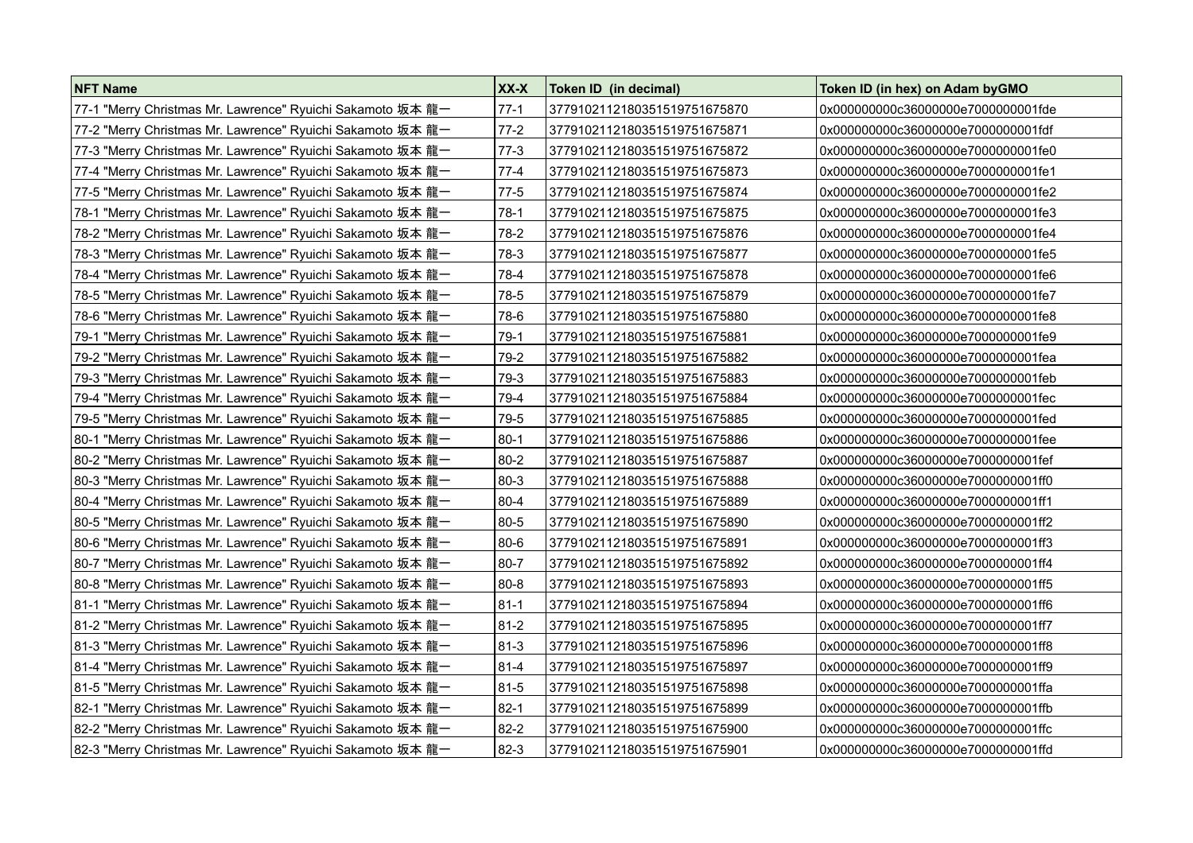| NFT Name | XX-X | Token ID (in decimal) | Token ID (in hex) on Adam byGMO |
|---|---|---|---|
| 77-1 "Merry Christmas Mr. Lawrence" Ryuichi Sakamoto 坂本 龍一 | 77-1 | 377910211218035151​9751675870 | 0x000000000c36000000e7000000001fde |
| 77-2 "Merry Christmas Mr. Lawrence" Ryuichi Sakamoto 坂本 龍一 | 77-2 | 3779102112180351519751675871 | 0x000000000c36000000e7000000001fdf |
| 77-3 "Merry Christmas Mr. Lawrence" Ryuichi Sakamoto 坂本 龍一 | 77-3 | 3779102112180351519751675872 | 0x000000000c36000000e7000000001fe0 |
| 77-4 "Merry Christmas Mr. Lawrence" Ryuichi Sakamoto 坂本 龍一 | 77-4 | 3779102112180351519751675873 | 0x000000000c36000000e7000000001fe1 |
| 77-5 "Merry Christmas Mr. Lawrence" Ryuichi Sakamoto 坂本 龍一 | 77-5 | 3779102112180351519751675874 | 0x000000000c36000000e7000000001fe2 |
| 78-1 "Merry Christmas Mr. Lawrence" Ryuichi Sakamoto 坂本 龍一 | 78-1 | 3779102112180351519751675875 | 0x000000000c36000000e7000000001fe3 |
| 78-2 "Merry Christmas Mr. Lawrence" Ryuichi Sakamoto 坂本 龍一 | 78-2 | 3779102112180351519751675876 | 0x000000000c36000000e7000000001fe4 |
| 78-3 "Merry Christmas Mr. Lawrence" Ryuichi Sakamoto 坂本 龍一 | 78-3 | 3779102112180351519751675877 | 0x000000000c36000000e7000000001fe5 |
| 78-4 "Merry Christmas Mr. Lawrence" Ryuichi Sakamoto 坂本 龍一 | 78-4 | 3779102112180351519751675878 | 0x000000000c36000000e7000000001fe6 |
| 78-5 "Merry Christmas Mr. Lawrence" Ryuichi Sakamoto 坂本 龍一 | 78-5 | 3779102112180351519751675879 | 0x000000000c36000000e7000000001fe7 |
| 78-6 "Merry Christmas Mr. Lawrence" Ryuichi Sakamoto 坂本 龍一 | 78-6 | 3779102112180351519751675880 | 0x000000000c36000000e7000000001fe8 |
| 79-1 "Merry Christmas Mr. Lawrence" Ryuichi Sakamoto 坂本 龍一 | 79-1 | 3779102112180351519751675881 | 0x000000000c36000000e7000000001fe9 |
| 79-2 "Merry Christmas Mr. Lawrence" Ryuichi Sakamoto 坂本 龍一 | 79-2 | 3779102112180351519751675882 | 0x000000000c36000000e7000000001fea |
| 79-3 "Merry Christmas Mr. Lawrence" Ryuichi Sakamoto 坂本 龍一 | 79-3 | 3779102112180351519751675883 | 0x000000000c36000000e7000000001feb |
| 79-4 "Merry Christmas Mr. Lawrence" Ryuichi Sakamoto 坂本 龍一 | 79-4 | 3779102112180351519751675884 | 0x000000000c36000000e7000000001fec |
| 79-5 "Merry Christmas Mr. Lawrence" Ryuichi Sakamoto 坂本 龍一 | 79-5 | 3779102112180351519751675885 | 0x000000000c36000000e7000000001fed |
| 80-1 "Merry Christmas Mr. Lawrence" Ryuichi Sakamoto 坂本 龍一 | 80-1 | 3779102112180351519751675886 | 0x000000000c36000000e7000000001fee |
| 80-2 "Merry Christmas Mr. Lawrence" Ryuichi Sakamoto 坂本 龍一 | 80-2 | 3779102112180351519751675887 | 0x000000000c36000000e7000000001fef |
| 80-3 "Merry Christmas Mr. Lawrence" Ryuichi Sakamoto 坂本 龍一 | 80-3 | 3779102112180351519751675888 | 0x000000000c36000000e7000000001ff0 |
| 80-4 "Merry Christmas Mr. Lawrence" Ryuichi Sakamoto 坂本 龍一 | 80-4 | 3779102112180351519751675889 | 0x000000000c36000000e7000000001ff1 |
| 80-5 "Merry Christmas Mr. Lawrence" Ryuichi Sakamoto 坂本 龍一 | 80-5 | 3779102112180351519751675890 | 0x000000000c36000000e7000000001ff2 |
| 80-6 "Merry Christmas Mr. Lawrence" Ryuichi Sakamoto 坂本 龍一 | 80-6 | 3779102112180351519751675891 | 0x000000000c36000000e7000000001ff3 |
| 80-7 "Merry Christmas Mr. Lawrence" Ryuichi Sakamoto 坂本 龍一 | 80-7 | 3779102112180351519751675892 | 0x000000000c36000000e7000000001ff4 |
| 80-8 "Merry Christmas Mr. Lawrence" Ryuichi Sakamoto 坂本 龍一 | 80-8 | 3779102112180351519751675893 | 0x000000000c36000000e7000000001ff5 |
| 81-1 "Merry Christmas Mr. Lawrence" Ryuichi Sakamoto 坂本 龍一 | 81-1 | 3779102112180351519751675894 | 0x000000000c36000000e7000000001ff6 |
| 81-2 "Merry Christmas Mr. Lawrence" Ryuichi Sakamoto 坂本 龍一 | 81-2 | 3779102112180351519751675895 | 0x000000000c36000000e7000000001ff7 |
| 81-3 "Merry Christmas Mr. Lawrence" Ryuichi Sakamoto 坂本 龍一 | 81-3 | 3779102112180351519751675896 | 0x000000000c36000000e7000000001ff8 |
| 81-4 "Merry Christmas Mr. Lawrence" Ryuichi Sakamoto 坂本 龍一 | 81-4 | 3779102112180351519751675897 | 0x000000000c36000000e7000000001ff9 |
| 81-5 "Merry Christmas Mr. Lawrence" Ryuichi Sakamoto 坂本 龍一 | 81-5 | 3779102112180351519751675898 | 0x000000000c36000000e7000000001ffa |
| 82-1 "Merry Christmas Mr. Lawrence" Ryuichi Sakamoto 坂本 龍一 | 82-1 | 3779102112180351519751675899 | 0x000000000c36000000e7000000001ffb |
| 82-2 "Merry Christmas Mr. Lawrence" Ryuichi Sakamoto 坂本 龍一 | 82-2 | 3779102112180351519751675900 | 0x000000000c36000000e7000000001ffc |
| 82-3 "Merry Christmas Mr. Lawrence" Ryuichi Sakamoto 坂本 龍一 | 82-3 | 3779102112180351519751675901 | 0x000000000c36000000e7000000001ffd |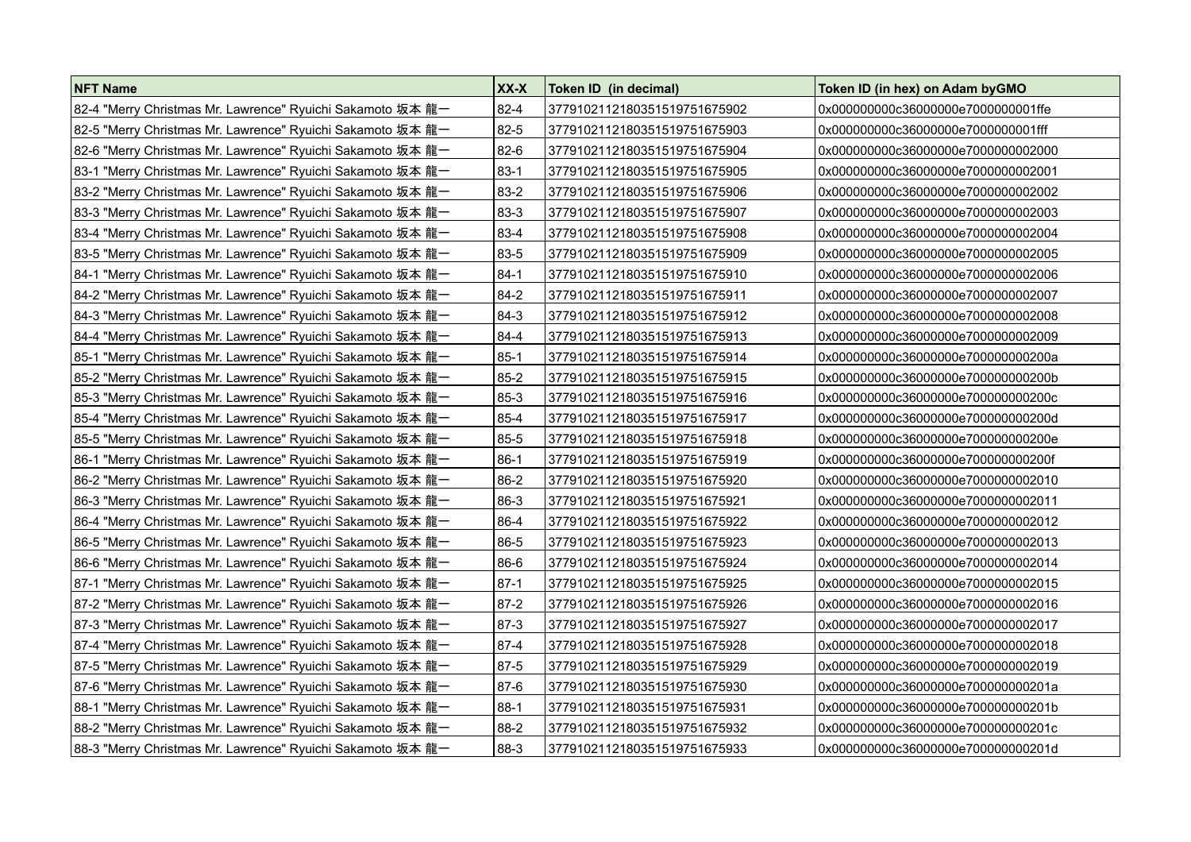| NFT Name | XX-X | Token ID (in decimal) | Token ID (in hex) on Adam byGMO |
|---|---|---|---|
| 82-4 "Merry Christmas Mr. Lawrence" Ryuichi Sakamoto 坂本 龍一 | 82-4 | 3779102112180351519751675902 | 0x000000000c36000000e7000000001ffe |
| 82-5 "Merry Christmas Mr. Lawrence" Ryuichi Sakamoto 坂本 龍一 | 82-5 | 3779102112180351519751675903 | 0x000000000c36000000e7000000001fff |
| 82-6 "Merry Christmas Mr. Lawrence" Ryuichi Sakamoto 坂本 龍一 | 82-6 | 3779102112180351519751675904 | 0x000000000c36000000e7000000002000 |
| 83-1 "Merry Christmas Mr. Lawrence" Ryuichi Sakamoto 坂本 龍一 | 83-1 | 3779102112180351519751675905 | 0x000000000c36000000e7000000002001 |
| 83-2 "Merry Christmas Mr. Lawrence" Ryuichi Sakamoto 坂本 龍一 | 83-2 | 3779102112180351519751675906 | 0x000000000c36000000e7000000002002 |
| 83-3 "Merry Christmas Mr. Lawrence" Ryuichi Sakamoto 坂本 龍一 | 83-3 | 3779102112180351519751675907 | 0x000000000c36000000e7000000002003 |
| 83-4 "Merry Christmas Mr. Lawrence" Ryuichi Sakamoto 坂本 龍一 | 83-4 | 3779102112180351519751675908 | 0x000000000c36000000e7000000002004 |
| 83-5 "Merry Christmas Mr. Lawrence" Ryuichi Sakamoto 坂本 龍一 | 83-5 | 3779102112180351519751675909 | 0x000000000c36000000e7000000002005 |
| 84-1 "Merry Christmas Mr. Lawrence" Ryuichi Sakamoto 坂本 龍一 | 84-1 | 3779102112180351519751675910 | 0x000000000c36000000e7000000002006 |
| 84-2 "Merry Christmas Mr. Lawrence" Ryuichi Sakamoto 坂本 龍一 | 84-2 | 3779102112180351519751675911 | 0x000000000c36000000e7000000002007 |
| 84-3 "Merry Christmas Mr. Lawrence" Ryuichi Sakamoto 坂本 龍一 | 84-3 | 3779102112180351519751675912 | 0x000000000c36000000e7000000002008 |
| 84-4 "Merry Christmas Mr. Lawrence" Ryuichi Sakamoto 坂本 龍一 | 84-4 | 3779102112180351519751675913 | 0x000000000c36000000e7000000002009 |
| 85-1 "Merry Christmas Mr. Lawrence" Ryuichi Sakamoto 坂本 龍一 | 85-1 | 3779102112180351519751675914 | 0x000000000c36000000e700000000200a |
| 85-2 "Merry Christmas Mr. Lawrence" Ryuichi Sakamoto 坂本 龍一 | 85-2 | 3779102112180351519751675915 | 0x000000000c36000000e700000000200b |
| 85-3 "Merry Christmas Mr. Lawrence" Ryuichi Sakamoto 坂本 龍一 | 85-3 | 3779102112180351519751675916 | 0x000000000c36000000e700000000200c |
| 85-4 "Merry Christmas Mr. Lawrence" Ryuichi Sakamoto 坂本 龍一 | 85-4 | 3779102112180351519751675917 | 0x000000000c36000000e700000000200d |
| 85-5 "Merry Christmas Mr. Lawrence" Ryuichi Sakamoto 坂本 龍一 | 85-5 | 3779102112180351519751675918 | 0x000000000c36000000e700000000200e |
| 86-1 "Merry Christmas Mr. Lawrence" Ryuichi Sakamoto 坂本 龍一 | 86-1 | 3779102112180351519751675919 | 0x000000000c36000000e700000000200f |
| 86-2 "Merry Christmas Mr. Lawrence" Ryuichi Sakamoto 坂本 龍一 | 86-2 | 3779102112180351519751675920 | 0x000000000c36000000e7000000002010 |
| 86-3 "Merry Christmas Mr. Lawrence" Ryuichi Sakamoto 坂本 龍一 | 86-3 | 3779102112180351519751675921 | 0x000000000c36000000e7000000002011 |
| 86-4 "Merry Christmas Mr. Lawrence" Ryuichi Sakamoto 坂本 龍一 | 86-4 | 3779102112180351519751675922 | 0x000000000c36000000e7000000002012 |
| 86-5 "Merry Christmas Mr. Lawrence" Ryuichi Sakamoto 坂本 龍一 | 86-5 | 3779102112180351519751675923 | 0x000000000c36000000e7000000002013 |
| 86-6 "Merry Christmas Mr. Lawrence" Ryuichi Sakamoto 坂本 龍一 | 86-6 | 3779102112180351519751675924 | 0x000000000c36000000e7000000002014 |
| 87-1 "Merry Christmas Mr. Lawrence" Ryuichi Sakamoto 坂本 龍一 | 87-1 | 3779102112180351519751675925 | 0x000000000c36000000e7000000002015 |
| 87-2 "Merry Christmas Mr. Lawrence" Ryuichi Sakamoto 坂本 龍一 | 87-2 | 3779102112180351519751675926 | 0x000000000c36000000e7000000002016 |
| 87-3 "Merry Christmas Mr. Lawrence" Ryuichi Sakamoto 坂本 龍一 | 87-3 | 3779102112180351519751675927 | 0x000000000c36000000e7000000002017 |
| 87-4 "Merry Christmas Mr. Lawrence" Ryuichi Sakamoto 坂本 龍一 | 87-4 | 3779102112180351519751675928 | 0x000000000c36000000e7000000002018 |
| 87-5 "Merry Christmas Mr. Lawrence" Ryuichi Sakamoto 坂本 龍一 | 87-5 | 3779102112180351519751675929 | 0x000000000c36000000e7000000002019 |
| 87-6 "Merry Christmas Mr. Lawrence" Ryuichi Sakamoto 坂本 龍一 | 87-6 | 3779102112180351519751675930 | 0x000000000c36000000e700000000201a |
| 88-1 "Merry Christmas Mr. Lawrence" Ryuichi Sakamoto 坂本 龍一 | 88-1 | 3779102112180351519751675931 | 0x000000000c36000000e700000000201b |
| 88-2 "Merry Christmas Mr. Lawrence" Ryuichi Sakamoto 坂本 龍一 | 88-2 | 3779102112180351519751675932 | 0x000000000c36000000e700000000201c |
| 88-3 "Merry Christmas Mr. Lawrence" Ryuichi Sakamoto 坂本 龍一 | 88-3 | 3779102112180351519751675933 | 0x000000000c36000000e700000000201d |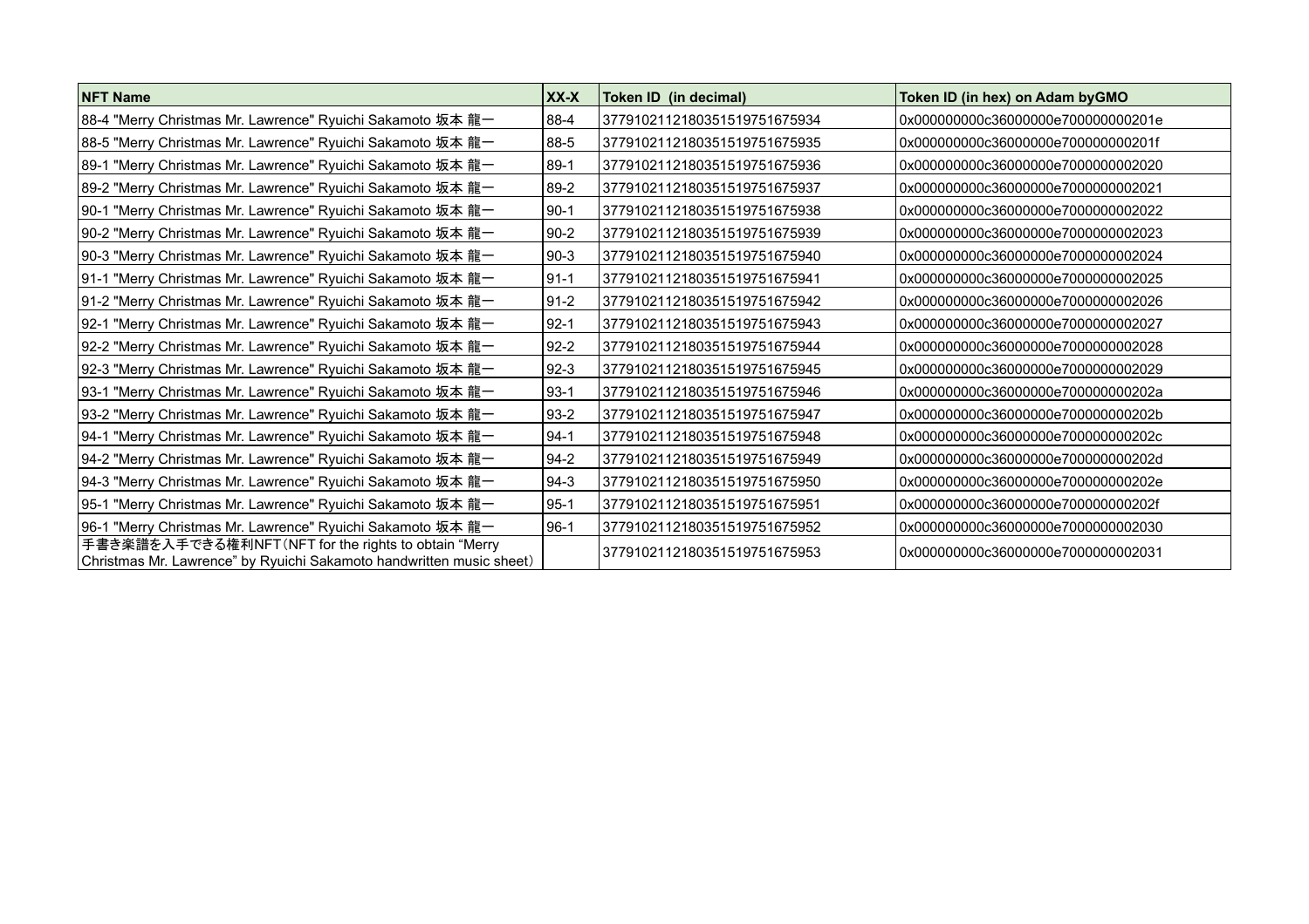| NFT Name | XX-X | Token ID (in decimal) | Token ID (in hex) on Adam byGMO |
|---|---|---|---|
| 88-4 "Merry Christmas Mr. Lawrence" Ryuichi Sakamoto 坂本 龍一 | 88-4 | 3779102112180351519751675934 | 0x000000000c36000000e700000000201e |
| 88-5 "Merry Christmas Mr. Lawrence" Ryuichi Sakamoto 坂本 龍一 | 88-5 | 3779102112180351519751675935 | 0x000000000c36000000e700000000201f |
| 89-1 "Merry Christmas Mr. Lawrence" Ryuichi Sakamoto 坂本 龍一 | 89-1 | 3779102112180351519751675936 | 0x000000000c36000000e7000000002020 |
| 89-2 "Merry Christmas Mr. Lawrence" Ryuichi Sakamoto 坂本 龍一 | 89-2 | 3779102112180351519751675937 | 0x000000000c36000000e7000000002021 |
| 90-1 "Merry Christmas Mr. Lawrence" Ryuichi Sakamoto 坂本 龍一 | 90-1 | 3779102112180351519751675938 | 0x000000000c36000000e7000000002022 |
| 90-2 "Merry Christmas Mr. Lawrence" Ryuichi Sakamoto 坂本 龍一 | 90-2 | 3779102112180351519751675939 | 0x000000000c36000000e7000000002023 |
| 90-3 "Merry Christmas Mr. Lawrence" Ryuichi Sakamoto 坂本 龍一 | 90-3 | 3779102112180351519751675940 | 0x000000000c36000000e7000000002024 |
| 91-1 "Merry Christmas Mr. Lawrence" Ryuichi Sakamoto 坂本 龍一 | 91-1 | 3779102112180351519751675941 | 0x000000000c36000000e7000000002025 |
| 91-2 "Merry Christmas Mr. Lawrence" Ryuichi Sakamoto 坂本 龍一 | 91-2 | 3779102112180351519751675942 | 0x000000000c36000000e7000000002026 |
| 92-1 "Merry Christmas Mr. Lawrence" Ryuichi Sakamoto 坂本 龍一 | 92-1 | 3779102112180351519751675943 | 0x000000000c36000000e7000000002027 |
| 92-2 "Merry Christmas Mr. Lawrence" Ryuichi Sakamoto 坂本 龍一 | 92-2 | 3779102112180351519751675944 | 0x000000000c36000000e7000000002028 |
| 92-3 "Merry Christmas Mr. Lawrence" Ryuichi Sakamoto 坂本 龍一 | 92-3 | 3779102112180351519751675945 | 0x000000000c36000000e7000000002029 |
| 93-1 "Merry Christmas Mr. Lawrence" Ryuichi Sakamoto 坂本 龍一 | 93-1 | 3779102112180351519751675946 | 0x000000000c36000000e700000000202a |
| 93-2 "Merry Christmas Mr. Lawrence" Ryuichi Sakamoto 坂本 龍一 | 93-2 | 3779102112180351519751675947 | 0x000000000c36000000e700000000202b |
| 94-1 "Merry Christmas Mr. Lawrence" Ryuichi Sakamoto 坂本 龍一 | 94-1 | 3779102112180351519751675948 | 0x000000000c36000000e700000000202c |
| 94-2 "Merry Christmas Mr. Lawrence" Ryuichi Sakamoto 坂本 龍一 | 94-2 | 3779102112180351519751675949 | 0x000000000c36000000e700000000202d |
| 94-3 "Merry Christmas Mr. Lawrence" Ryuichi Sakamoto 坂本 龍一 | 94-3 | 3779102112180351519751675950 | 0x000000000c36000000e700000000202e |
| 95-1 "Merry Christmas Mr. Lawrence" Ryuichi Sakamoto 坂本 龍一 | 95-1 | 3779102112180351519751675951 | 0x000000000c36000000e700000000202f |
| 96-1 "Merry Christmas Mr. Lawrence" Ryuichi Sakamoto 坂本 龍一 | 96-1 | 3779102112180351519751675952 | 0x000000000c36000000e7000000002030 |
| 手書き楽譜を入手できる権利NFT（NFT for the rights to obtain "Merry Christmas Mr. Lawrence" by Ryuichi Sakamoto handwritten music sheet） | | 3779102112180351519751675953 | 0x000000000c36000000e7000000002031 |